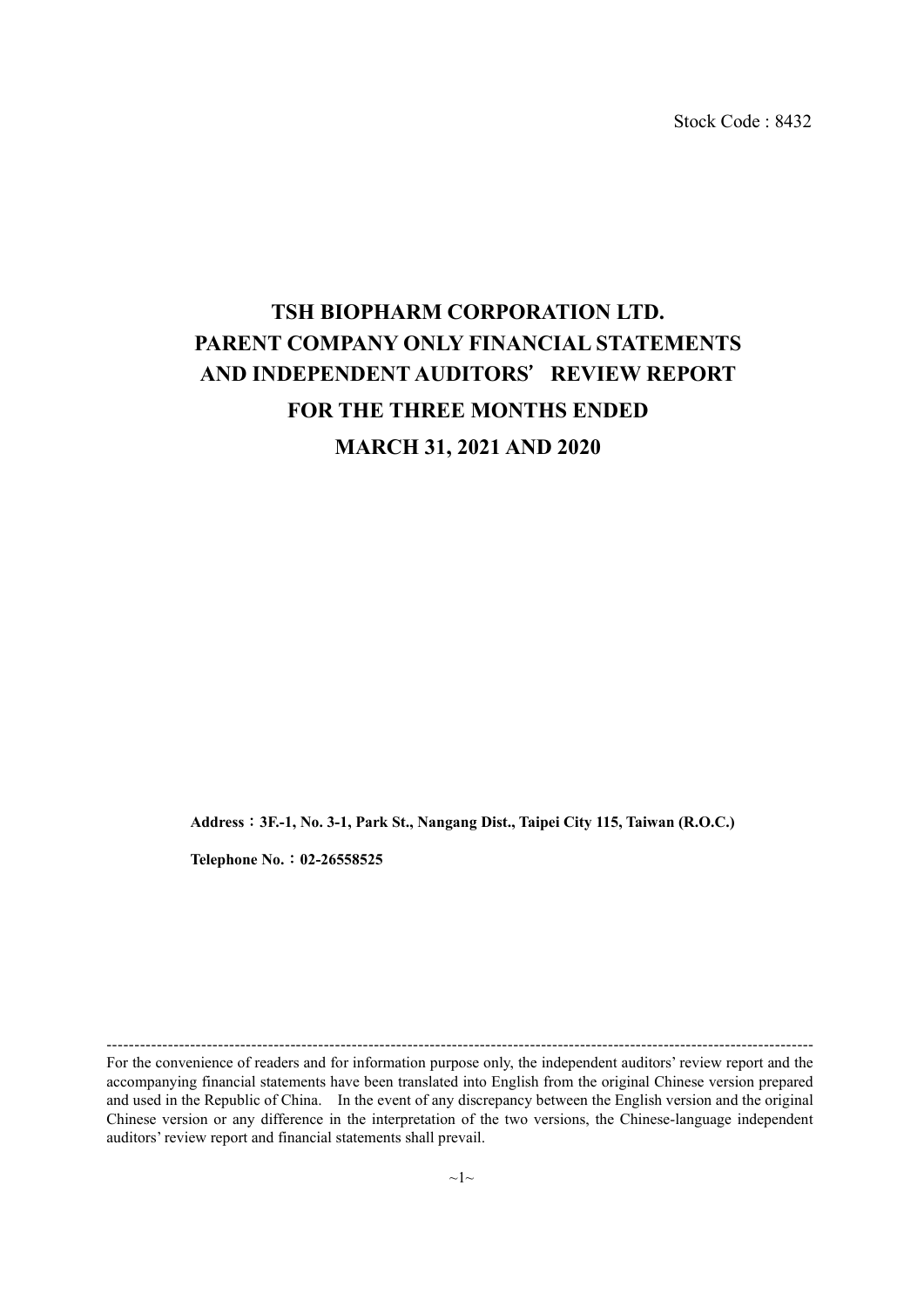Stock Code : 8432

# TSH BIOPHARM CORPORATION LTD.
# PARENT COMPANY ONLY FINANCIAL STATEMENTS AND INDEPENDENT AUDITORS' REVIEW REPORT
# FOR THE THREE MONTHS ENDED MARCH 31, 2021 AND 2020

**Address：3F.-1, No. 3-1, Park St., Nangang Dist., Taipei City 115, Taiwan (R.O.C.)**

**Telephone No.：02-26558525**

---

For the convenience of readers and for information purpose only, the independent auditors' review report and the accompanying financial statements have been translated into English from the original Chinese version prepared and used in the Republic of China. In the event of any discrepancy between the English version and the original Chinese version or any difference in the interpretation of the two versions, the Chinese-language independent auditors' review report and financial statements shall prevail.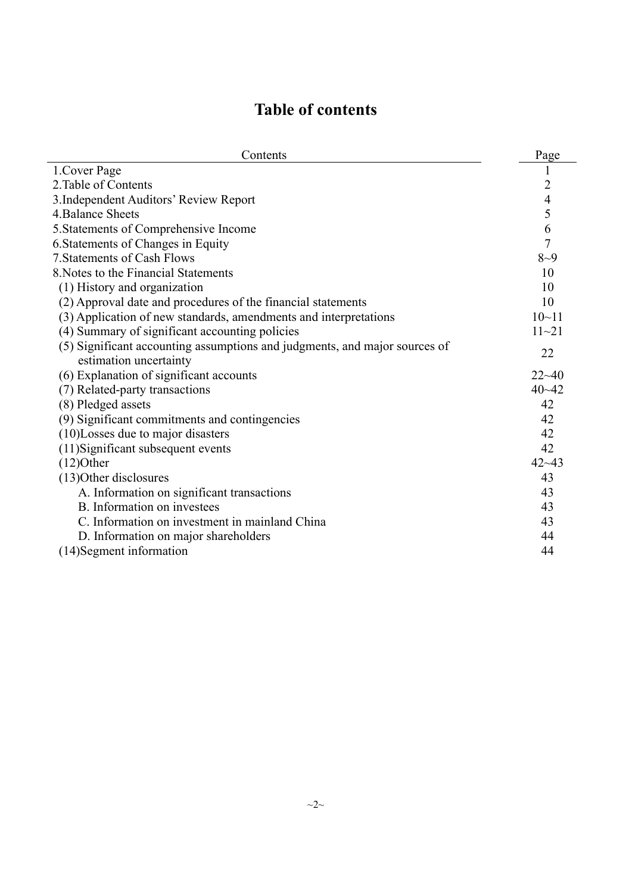# Table of contents

| Contents | Page |
|---|---|
| 1.Cover Page | 1 |
| 2.Table of Contents | 2 |
| 3.Independent Auditors' Review Report | 4 |
| 4.Balance Sheets | 5 |
| 5.Statements of Comprehensive Income | 6 |
| 6.Statements of Changes in Equity | 7 |
| 7.Statements of Cash Flows | 8~9 |
| 8.Notes to the Financial Statements | 10 |
| (1) History and organization | 10 |
| (2) Approval date and procedures of the financial statements | 10 |
| (3) Application of new standards, amendments and interpretations | 10~11 |
| (4) Summary of significant accounting policies | 11~21 |
| (5) Significant accounting assumptions and judgments, and major sources of estimation uncertainty | 22 |
| (6) Explanation of significant accounts | 22~40 |
| (7) Related-party transactions | 40~42 |
| (8) Pledged assets | 42 |
| (9) Significant commitments and contingencies | 42 |
| (10)Losses due to major disasters | 42 |
| (11)Significant subsequent events | 42 |
| (12)Other | 42~43 |
| (13)Other disclosures | 43 |
| A. Information on significant transactions | 43 |
| B. Information on investees | 43 |
| C. Information on investment in mainland China | 43 |
| D. Information on major shareholders | 44 |
| (14)Segment information | 44 |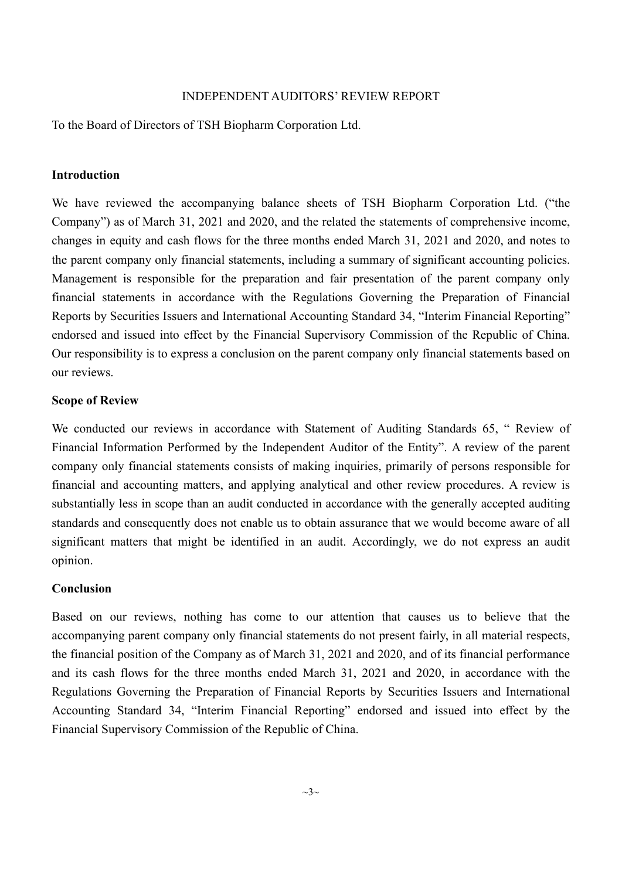# INDEPENDENT AUDITORS' REVIEW REPORT

To the Board of Directors of TSH Biopharm Corporation Ltd.

**Introduction**

We have reviewed the accompanying balance sheets of TSH Biopharm Corporation Ltd. ("the Company") as of March 31, 2021 and 2020, and the related the statements of comprehensive income, changes in equity and cash flows for the three months ended March 31, 2021 and 2020, and notes to the parent company only financial statements, including a summary of significant accounting policies. Management is responsible for the preparation and fair presentation of the parent company only financial statements in accordance with the Regulations Governing the Preparation of Financial Reports by Securities Issuers and International Accounting Standard 34, "Interim Financial Reporting" endorsed and issued into effect by the Financial Supervisory Commission of the Republic of China. Our responsibility is to express a conclusion on the parent company only financial statements based on our reviews.

**Scope of Review**

We conducted our reviews in accordance with Statement of Auditing Standards 65, " Review of Financial Information Performed by the Independent Auditor of the Entity". A review of the parent company only financial statements consists of making inquiries, primarily of persons responsible for financial and accounting matters, and applying analytical and other review procedures. A review is substantially less in scope than an audit conducted in accordance with the generally accepted auditing standards and consequently does not enable us to obtain assurance that we would become aware of all significant matters that might be identified in an audit. Accordingly, we do not express an audit opinion.

**Conclusion**

Based on our reviews, nothing has come to our attention that causes us to believe that the accompanying parent company only financial statements do not present fairly, in all material respects, the financial position of the Company as of March 31, 2021 and 2020, and of its financial performance and its cash flows for the three months ended March 31, 2021 and 2020, in accordance with the Regulations Governing the Preparation of Financial Reports by Securities Issuers and International Accounting Standard 34, "Interim Financial Reporting" endorsed and issued into effect by the Financial Supervisory Commission of the Republic of China.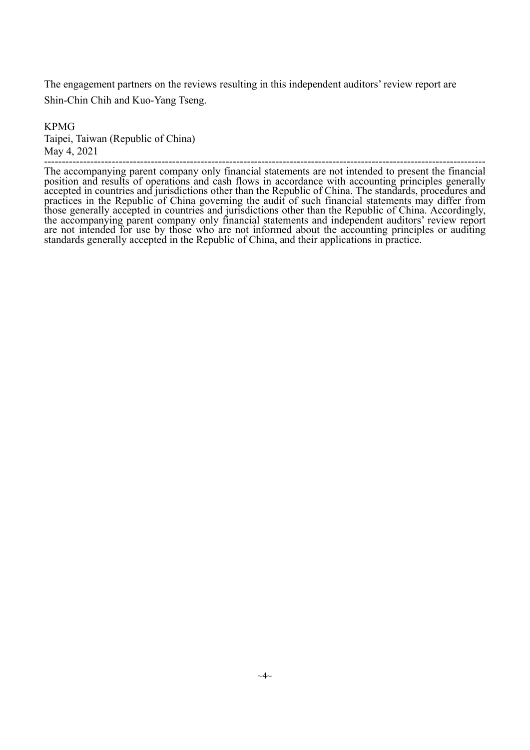The engagement partners on the reviews resulting in this independent auditors' review report are Shin-Chin Chih and Kuo-Yang Tseng.

KPMG
Taipei, Taiwan (Republic of China)
May 4, 2021

---

The accompanying parent company only financial statements are not intended to present the financial position and results of operations and cash flows in accordance with accounting principles generally accepted in countries and jurisdictions other than the Republic of China. The standards, procedures and practices in the Republic of China governing the audit of such financial statements may differ from those generally accepted in countries and jurisdictions other than the Republic of China. Accordingly, the accompanying parent company only financial statements and independent auditors' review report are not intended for use by those who are not informed about the accounting principles or auditing standards generally accepted in the Republic of China, and their applications in practice.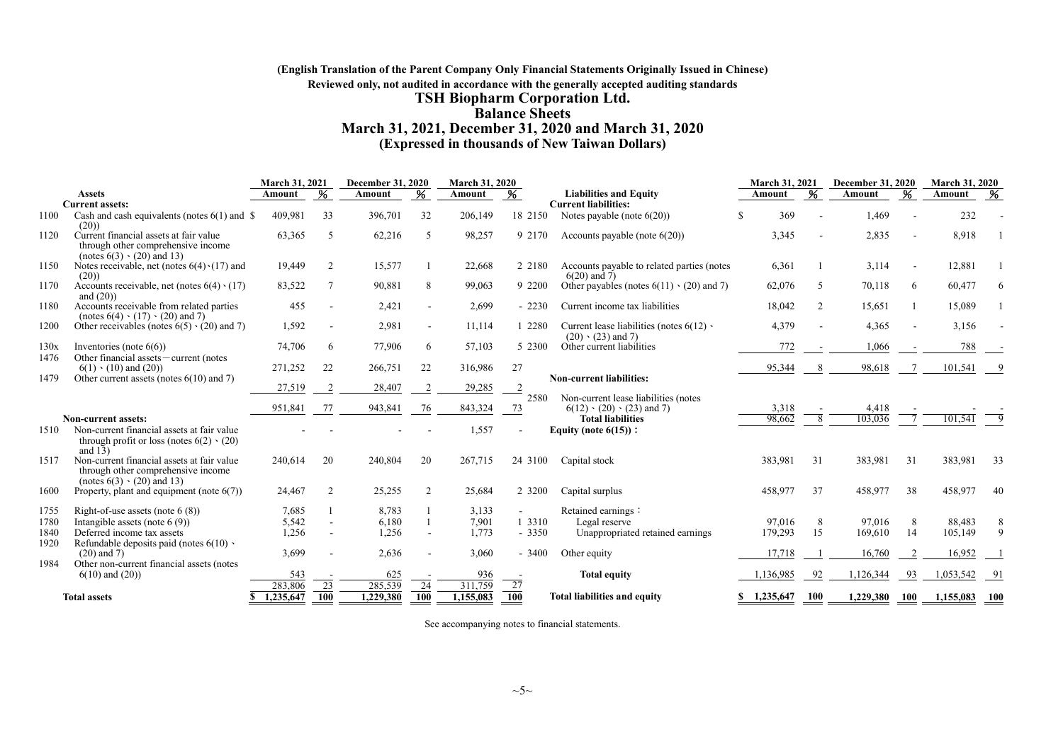**(English Translation of the Parent Company Only Financial Statements Originally Issued in Chinese)**

**Reviewed only, not audited in accordance with the generally accepted auditing standards**

# TSH Biopharm Corporation Ltd.

## Balance Sheets

## March 31, 2021, December 31, 2020 and March 31, 2020

### (Expressed in thousands of New Taiwan Dollars)

| | Assets | March 31, 2021 Amount | % | December 31, 2020 Amount | % | March 31, 2020 Amount | % |
|---|---|---|---|---|---|---|---|
| | **Current assets:** | | | | | | |
| 1100 | Cash and cash equivalents (notes 6(1) and (20)) | $ 409,981 | 33 | 396,701 | 32 | 206,149 | 18 |
| 1120 | Current financial assets at fair value through other comprehensive income (notes 6(3)、(20) and 13) | 63,365 | 5 | 62,216 | 5 | 98,257 | 9 |
| 1150 | Notes receivable, net (notes 6(4)、(17) and (20)) | 19,449 | 2 | 15,577 | 1 | 22,668 | 2 |
| 1170 | Accounts receivable, net (notes 6(4)、(17) and (20)) | 83,522 | 7 | 90,881 | 8 | 99,063 | 9 |
| 1180 | Accounts receivable from related parties (notes 6(4)、(17)、(20) and 7) | 455 | - | 2,421 | - | 2,699 | - |
| 1200 | Other receivables (notes 6(5)、(20) and 7) | 1,592 | - | 2,981 | - | 11,114 | 1 |
| 130x | Inventories (note 6(6)) | 74,706 | 6 | 77,906 | 6 | 57,103 | 5 |
| 1476 | Other financial assets－current (notes 6(1)、(10) and (20)) | 271,252 | 22 | 266,751 | 22 | 316,986 | 27 |
| 1479 | Other current assets (notes 6(10) and 7) | 27,519 | 2 | 28,407 | 2 | 29,285 | 2 |
| | | 951,841 | 77 | 943,841 | 76 | 843,324 | 73 |
| | **Non-current assets:** | | | | | | |
| 1510 | Non-current financial assets at fair value through profit or loss (notes 6(2)、(20) and 13) | - | - | - | - | 1,557 | - |
| 1517 | Non-current financial assets at fair value through other comprehensive income (notes 6(3)、(20) and 13) | 240,614 | 20 | 240,804 | 20 | 267,715 | 24 |
| 1600 | Property, plant and equipment (note 6(7)) | 24,467 | 2 | 25,255 | 2 | 25,684 | 2 |
| 1755 | Right-of-use assets (note 6 (8)) | 7,685 | 1 | 8,783 | 1 | 3,133 | - |
| 1780 | Intangible assets (note 6 (9)) | 5,542 | - | 6,180 | 1 | 7,901 | 1 |
| 1840 | Deferred income tax assets | 1,256 | - | 1,256 | - | 1,773 | - |
| 1920 | Refundable deposits paid (notes 6(10)、(20) and 7) | 3,699 | - | 2,636 | - | 3,060 | - |
| 1984 | Other non-current financial assets (notes 6(10) and (20)) | 543 | - | 625 | - | 936 | - |
| | | 283,806 | 23 | 285,539 | 24 | 311,759 | 27 |
| | **Total assets** | $ 1,235,647 | 100 | 1,229,380 | 100 | 1,155,083 | 100 |

| | Liabilities and Equity | March 31, 2021 Amount | % | December 31, 2020 Amount | % | March 31, 2020 Amount | % |
|---|---|---|---|---|---|---|---|
| | **Current liabilities:** | | | | | | |
| 2150 | Notes payable (note 6(20)) | $ 369 | - | 1,469 | - | 232 | - |
| 2170 | Accounts payable (note 6(20)) | 3,345 | - | 2,835 | - | 8,918 | 1 |
| 2180 | Accounts payable to related parties (notes 6(20) and 7) | 6,361 | 1 | 3,114 | - | 12,881 | 1 |
| 2200 | Other payables (notes 6(11)、(20) and 7) | 62,076 | 5 | 70,118 | 6 | 60,477 | 6 |
| 2230 | Current income tax liabilities | 18,042 | 2 | 15,651 | 1 | 15,089 | 1 |
| 2280 | Current lease liabilities (notes 6(12)、(20)、(23) and 7) | 4,379 | - | 4,365 | - | 3,156 | - |
| 2300 | Other current liabilities | 772 | - | 1,066 | - | 788 | - |
| | | 95,344 | 8 | 98,618 | 7 | 101,541 | 9 |
| | **Non-current liabilities:** | | | | | | |
| 2580 | Non-current lease liabilities (notes 6(12)、(20)、(23) and 7) | 3,318 | - | 4,418 | - | - | - |
| | **Total liabilities** | 98,662 | 8 | 103,036 | 7 | 101,541 | 9 |
| | **Equity (note 6(15))：** | | | | | | |
| 3100 | Capital stock | 383,981 | 31 | 383,981 | 31 | 383,981 | 33 |
| 3200 | Capital surplus | 458,977 | 37 | 458,977 | 38 | 458,977 | 40 |
| | Retained earnings： | | | | | | |
| 3310 | Legal reserve | 97,016 | 8 | 97,016 | 8 | 88,483 | 8 |
| 3350 | Unappropriated retained earnings | 179,293 | 15 | 169,610 | 14 | 105,149 | 9 |
| 3400 | Other equity | 17,718 | 1 | 16,760 | 2 | 16,952 | 1 |
| | **Total equity** | 1,136,985 | 92 | 1,126,344 | 93 | 1,053,542 | 91 |
| | **Total liabilities and equity** | $ 1,235,647 | 100 | 1,229,380 | 100 | 1,155,083 | 100 |

See accompanying notes to financial statements.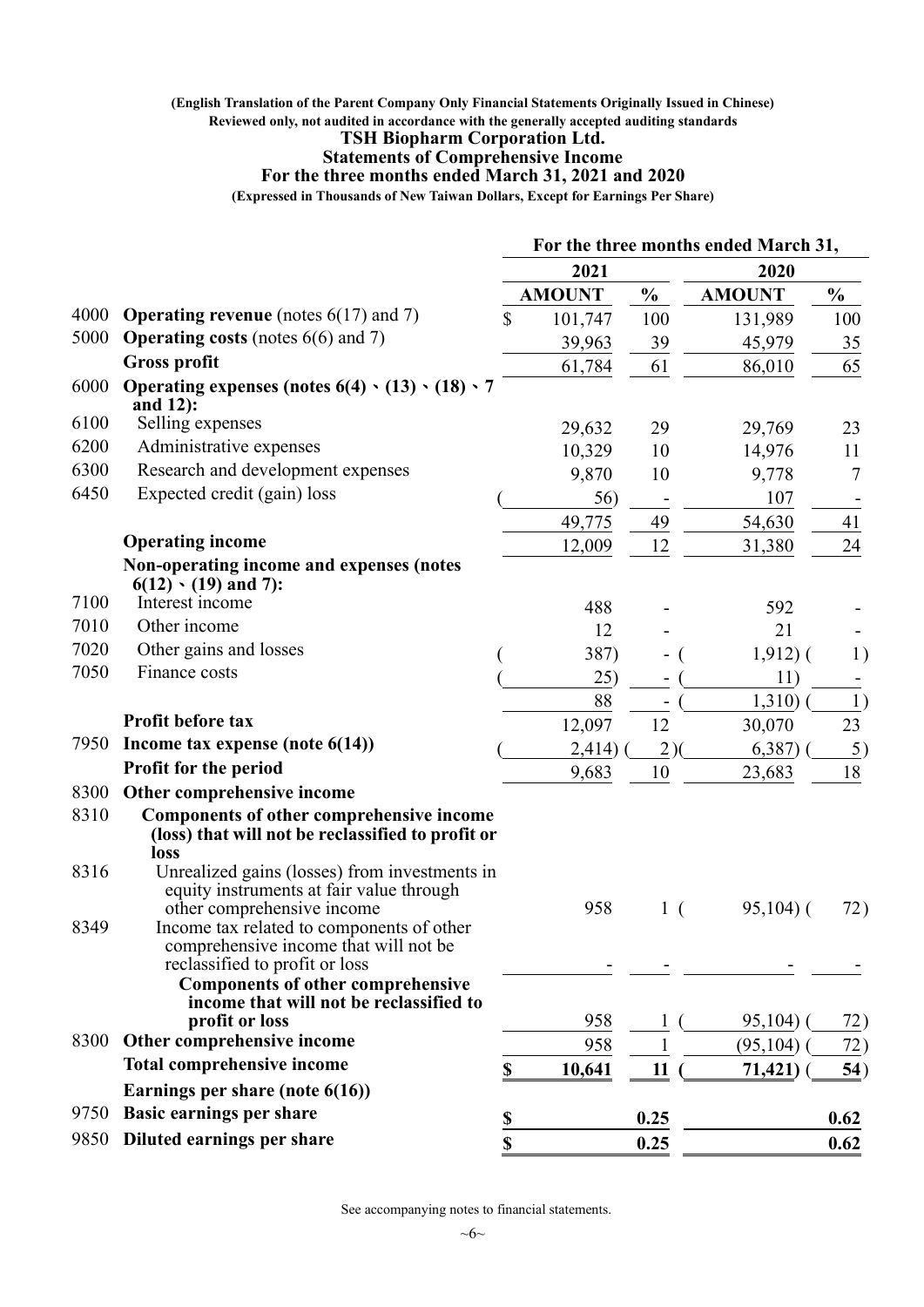**(English Translation of the Parent Company Only Financial Statements Originally Issued in Chinese)**
**Reviewed only, not audited in accordance with the generally accepted auditing standards**

# TSH Biopharm Corporation Ltd.
## Statements of Comprehensive Income
## For the three months ended March 31, 2021 and 2020

**(Expressed in Thousands of New Taiwan Dollars, Except for Earnings Per Share)**

| | | For the three months ended March 31, | | | |
|---|---|---|---|---|---|
| | | 2021 | | 2020 | |
| | | AMOUNT | % | AMOUNT | % |
| 4000 | **Operating revenue** (notes 6(17) and 7) | $ 101,747 | 100 | 131,989 | 100 |
| 5000 | **Operating costs** (notes 6(6) and 7) | 39,963 | 39 | 45,979 | 35 |
| | **Gross profit** | 61,784 | 61 | 86,010 | 65 |
| 6000 | **Operating expenses (notes 6(4)、(13)、(18)、7 and 12):** | | | | |
| 6100 | Selling expenses | 29,632 | 29 | 29,769 | 23 |
| 6200 | Administrative expenses | 10,329 | 10 | 14,976 | 11 |
| 6300 | Research and development expenses | 9,870 | 10 | 9,778 | 7 |
| 6450 | Expected credit (gain) loss | (56) | - | 107 | - |
| | | 49,775 | 49 | 54,630 | 41 |
| | **Operating income** | 12,009 | 12 | 31,380 | 24 |
| | **Non-operating income and expenses (notes 6(12)、(19) and 7):** | | | | |
| 7100 | Interest income | 488 | - | 592 | - |
| 7010 | Other income | 12 | - | 21 | - |
| 7020 | Other gains and losses | (387) | - | (1,912) | (1) |
| 7050 | Finance costs | (25) | - | (11) | - |
| | | 88 | - | (1,310) | (1) |
| | **Profit before tax** | 12,097 | 12 | 30,070 | 23 |
| 7950 | **Income tax expense (note 6(14))** | (2,414) | (2) | (6,387) | (5) |
| | **Profit for the period** | 9,683 | 10 | 23,683 | 18 |
| 8300 | **Other comprehensive income** | | | | |
| 8310 | **Components of other comprehensive income (loss) that will not be reclassified to profit or loss** | | | | |
| 8316 | Unrealized gains (losses) from investments in equity instruments at fair value through other comprehensive income | 958 | 1 | (95,104) | (72) |
| 8349 | Income tax related to components of other comprehensive income that will not be reclassified to profit or loss | - | - | - | - |
| | **Components of other comprehensive income that will not be reclassified to profit or loss** | 958 | 1 | (95,104) | (72) |
| 8300 | **Other comprehensive income** | 958 | 1 | (95,104) | (72) |
| | **Total comprehensive income** | **$ 10,641** | **11** | **(71,421)** | **(54)** |
| | **Earnings per share (note 6(16))** | | | | |
| 9750 | **Basic earnings per share** | **$** | **0.25** | | **0.62** |
| 9850 | **Diluted earnings per share** | **$** | **0.25** | | **0.62** |

See accompanying notes to financial statements.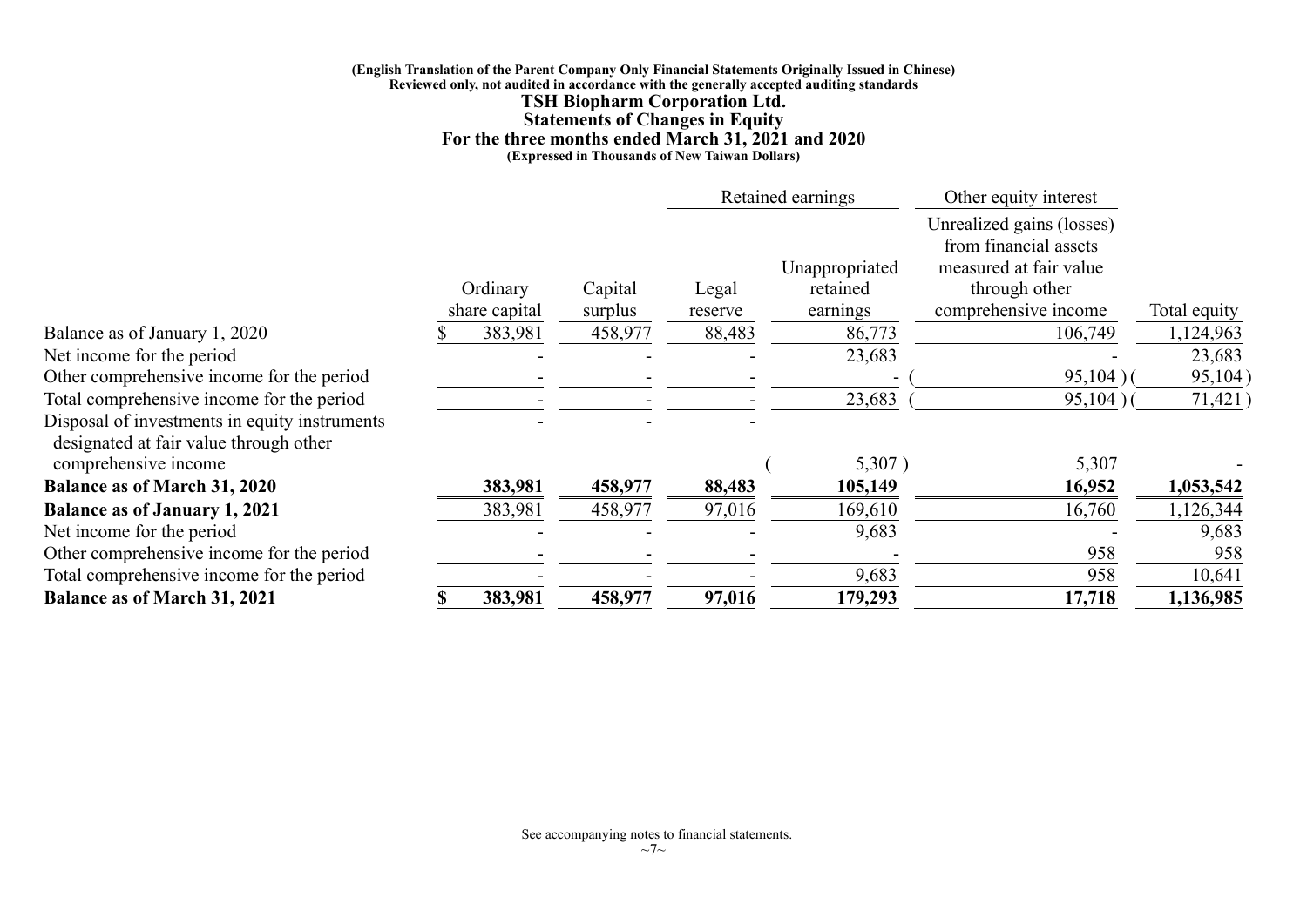(English Translation of the Parent Company Only Financial Statements Originally Issued in Chinese)
Reviewed only, not audited in accordance with the generally accepted auditing standards

# TSH Biopharm Corporation Ltd.

## Statements of Changes in Equity

## For the three months ended March 31, 2021 and 2020

(Expressed in Thousands of New Taiwan Dollars)

| | | | Retained earnings | | Other equity interest | |
|---|---|---|---|---|---|---|
| | Ordinary share capital | Capital surplus | Legal reserve | Unappropriated retained earnings | Unrealized gains (losses) from financial assets measured at fair value through other comprehensive income | Total equity |
| Balance as of January 1, 2020 | $ 383,981 | 458,977 | 88,483 | 86,773 | 106,749 | 1,124,963 |
| Net income for the period | - | - | - | 23,683 | - | 23,683 |
| Other comprehensive income for the period | - | - | - | - | (95,104) | (95,104) |
| Total comprehensive income for the period | - | - | - | 23,683 | (95,104) | (71,421) |
| Disposal of investments in equity instruments designated at fair value through other comprehensive income | - | - | - | (5,307) | 5,307 | - |
| **Balance as of March 31, 2020** | **383,981** | **458,977** | **88,483** | **105,149** | **16,952** | **1,053,542** |
| **Balance as of January 1, 2021** | 383,981 | 458,977 | 97,016 | 169,610 | 16,760 | 1,126,344 |
| Net income for the period | - | - | - | 9,683 | - | 9,683 |
| Other comprehensive income for the period | - | - | - | - | 958 | 958 |
| Total comprehensive income for the period | - | - | - | 9,683 | 958 | 10,641 |
| **Balance as of March 31, 2021** | **$ 383,981** | **458,977** | **97,016** | **179,293** | **17,718** | **1,136,985** |

See accompanying notes to financial statements.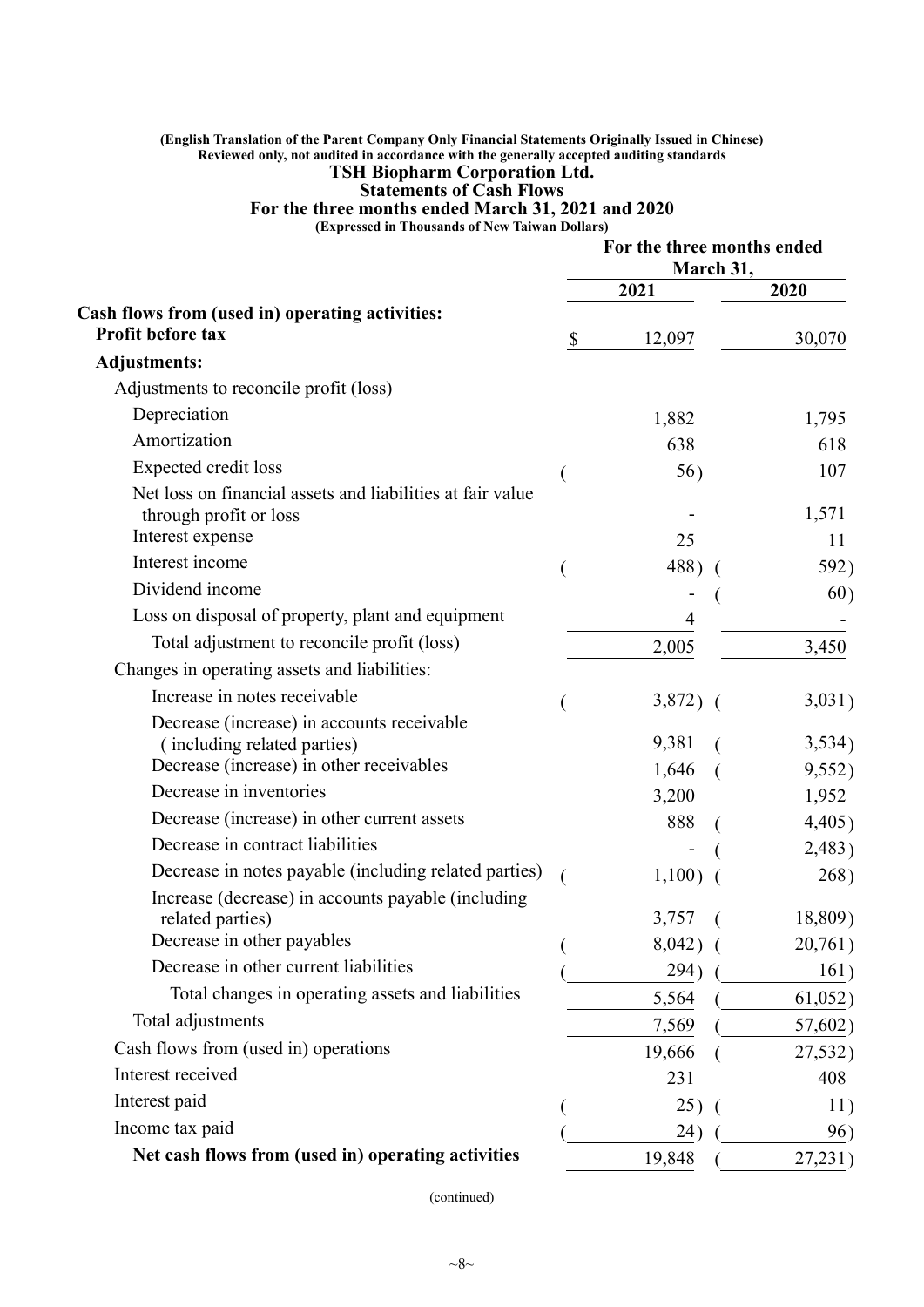(English Translation of the Parent Company Only Financial Statements Originally Issued in Chinese)
Reviewed only, not audited in accordance with the generally accepted auditing standards

# TSH Biopharm Corporation Ltd.
## Statements of Cash Flows
### For the three months ended March 31, 2021 and 2020
(Expressed in Thousands of New Taiwan Dollars)

| | For the three months ended March 31, | |
|---|---|---|
| | 2021 | 2020 |
| **Cash flows from (used in) operating activities:** | | |
| **Profit before tax** | $ 12,097 | 30,070 |
| **Adjustments:** | | |
| Adjustments to reconcile profit (loss) | | |
| Depreciation | 1,882 | 1,795 |
| Amortization | 638 | 618 |
| Expected credit loss | (56) | 107 |
| Net loss on financial assets and liabilities at fair value through profit or loss | - | 1,571 |
| Interest expense | 25 | 11 |
| Interest income | (488) | (592) |
| Dividend income | - | (60) |
| Loss on disposal of property, plant and equipment | 4 | - |
| Total adjustment to reconcile profit (loss) | 2,005 | 3,450 |
| Changes in operating assets and liabilities: | | |
| Increase in notes receivable | (3,872) | (3,031) |
| Decrease (increase) in accounts receivable (including related parties) | 9,381 | (3,534) |
| Decrease (increase) in other receivables | 1,646 | (9,552) |
| Decrease in inventories | 3,200 | 1,952 |
| Decrease (increase) in other current assets | 888 | (4,405) |
| Decrease in contract liabilities | - | (2,483) |
| Decrease in notes payable (including related parties) | (1,100) | (268) |
| Increase (decrease) in accounts payable (including related parties) | 3,757 | (18,809) |
| Decrease in other payables | (8,042) | (20,761) |
| Decrease in other current liabilities | (294) | (161) |
| Total changes in operating assets and liabilities | 5,564 | (61,052) |
| Total adjustments | 7,569 | (57,602) |
| Cash flows from (used in) operations | 19,666 | (27,532) |
| Interest received | 231 | 408 |
| Interest paid | (25) | (11) |
| Income tax paid | (24) | (96) |
| **Net cash flows from (used in) operating activities** | 19,848 | (27,231) |

(continued)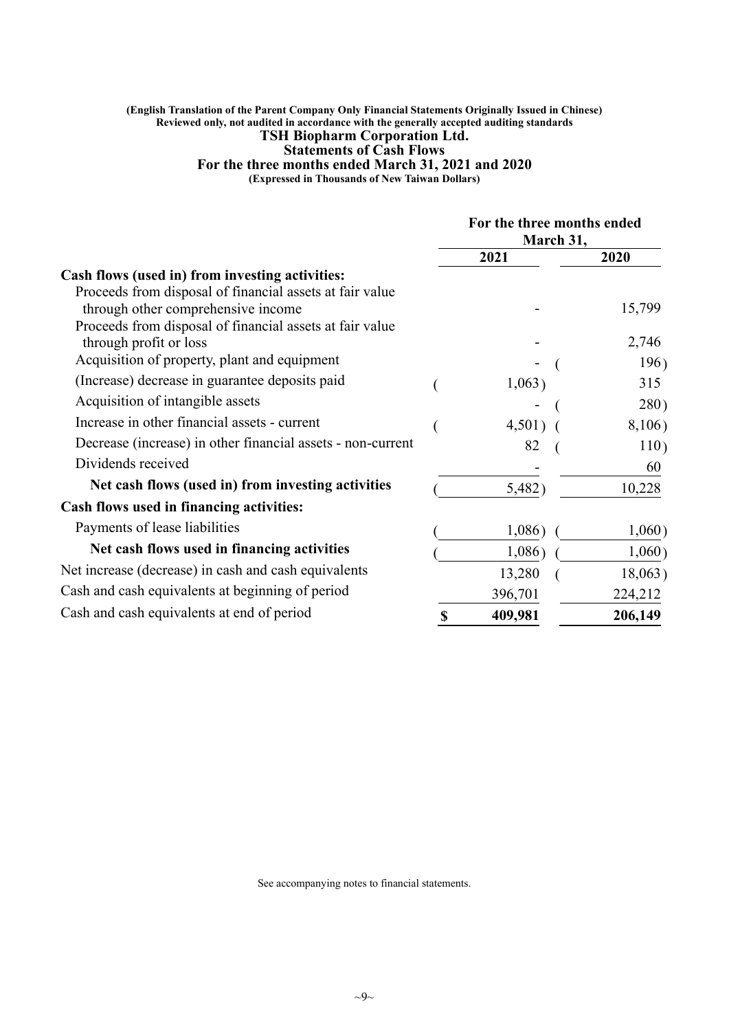(English Translation of the Parent Company Only Financial Statements Originally Issued in Chinese)
Reviewed only, not audited in accordance with the generally accepted auditing standards

# TSH Biopharm Corporation Ltd.

## Statements of Cash Flows

### For the three months ended March 31, 2021 and 2020

(Expressed in Thousands of New Taiwan Dollars)

| | For the three months ended March 31, | |
|---|---|---|
| | 2021 | 2020 |
| **Cash flows (used in) from investing activities:** | | |
| Proceeds from disposal of financial assets at fair value through other comprehensive income | - | 15,799 |
| Proceeds from disposal of financial assets at fair value through profit or loss | - | 2,746 |
| Acquisition of property, plant and equipment | - | (196) |
| (Increase) decrease in guarantee deposits paid | (1,063) | 315 |
| Acquisition of intangible assets | - | (280) |
| Increase in other financial assets - current | (4,501) | (8,106) |
| Decrease (increase) in other financial assets - non-current | 82 | (110) |
| Dividends received | - | 60 |
| **Net cash flows (used in) from investing activities** | (5,482) | 10,228 |
| **Cash flows used in financing activities:** | | |
| Payments of lease liabilities | (1,086) | (1,060) |
| **Net cash flows used in financing activities** | (1,086) | (1,060) |
| Net increase (decrease) in cash and cash equivalents | 13,280 | (18,063) |
| Cash and cash equivalents at beginning of period | 396,701 | 224,212 |
| Cash and cash equivalents at end of period | **$ 409,981** | **206,149** |

See accompanying notes to financial statements.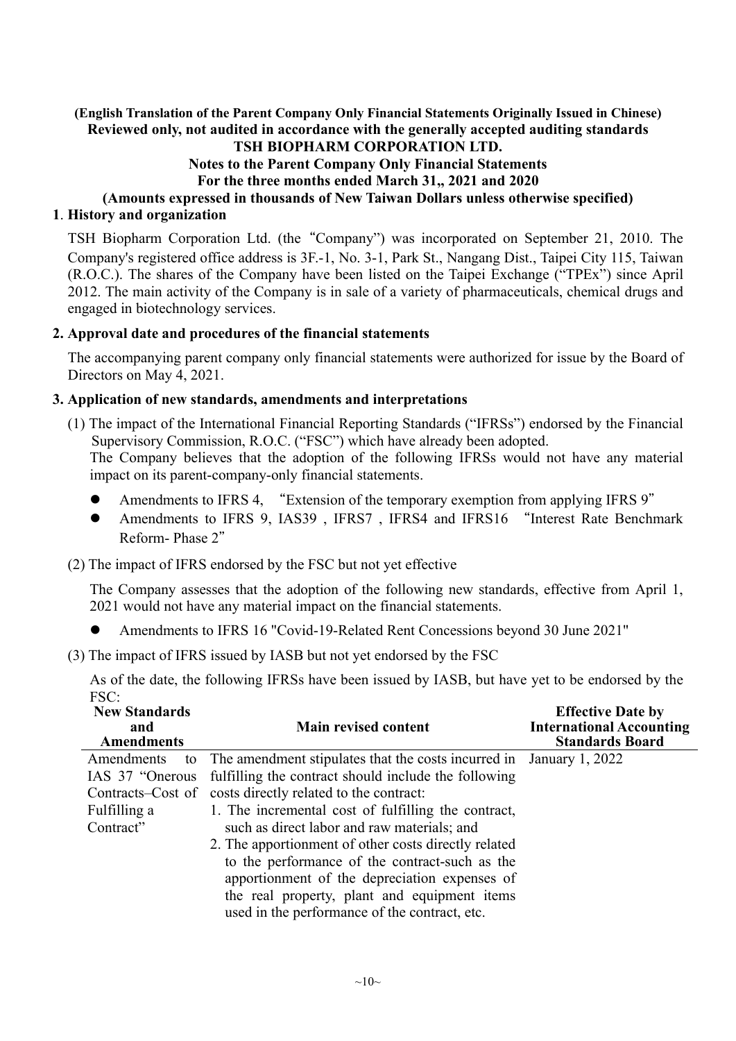**(English Translation of the Parent Company Only Financial Statements Originally Issued in Chinese)**
**Reviewed only, not audited in accordance with the generally accepted auditing standards**
**TSH BIOPHARM CORPORATION LTD.**
**Notes to the Parent Company Only Financial Statements**
**For the three months ended March 31,, 2021 and 2020**
**(Amounts expressed in thousands of New Taiwan Dollars unless otherwise specified)**

## 1. History and organization

TSH Biopharm Corporation Ltd. (the "Company") was incorporated on September 21, 2010. The Company's registered office address is 3F.-1, No. 3-1, Park St., Nangang Dist., Taipei City 115, Taiwan (R.O.C.). The shares of the Company have been listed on the Taipei Exchange ("TPEx") since April 2012. The main activity of the Company is in sale of a variety of pharmaceuticals, chemical drugs and engaged in biotechnology services.

## 2. Approval date and procedures of the financial statements

The accompanying parent company only financial statements were authorized for issue by the Board of Directors on May 4, 2021.

## 3. Application of new standards, amendments and interpretations

(1) The impact of the International Financial Reporting Standards ("IFRSs") endorsed by the Financial Supervisory Commission, R.O.C. ("FSC") which have already been adopted.

The Company believes that the adoption of the following IFRSs would not have any material impact on its parent-company-only financial statements.

- Amendments to IFRS 4, "Extension of the temporary exemption from applying IFRS 9"
- Amendments to IFRS 9, IAS39 , IFRS7 , IFRS4 and IFRS16 "Interest Rate Benchmark Reform- Phase 2"

(2) The impact of IFRS endorsed by the FSC but not yet effective

The Company assesses that the adoption of the following new standards, effective from April 1, 2021 would not have any material impact on the financial statements.

- Amendments to IFRS 16 "Covid-19-Related Rent Concessions beyond 30 June 2021"

(3) The impact of IFRS issued by IASB but not yet endorsed by the FSC

As of the date, the following IFRSs have been issued by IASB, but have yet to be endorsed by the FSC:

| New Standards and Amendments | Main revised content | Effective Date by International Accounting Standards Board |
|---|---|---|
| Amendments to IAS 37 "Onerous Contracts–Cost of Fulfilling a Contract" | The amendment stipulates that the costs incurred in fulfilling the contract should include the following costs directly related to the contract:<br>1. The incremental cost of fulfilling the contract, such as direct labor and raw materials; and<br>2. The apportionment of other costs directly related to the performance of the contract-such as the apportionment of the depreciation expenses of the real property, plant and equipment items used in the performance of the contract, etc. | January 1, 2022 |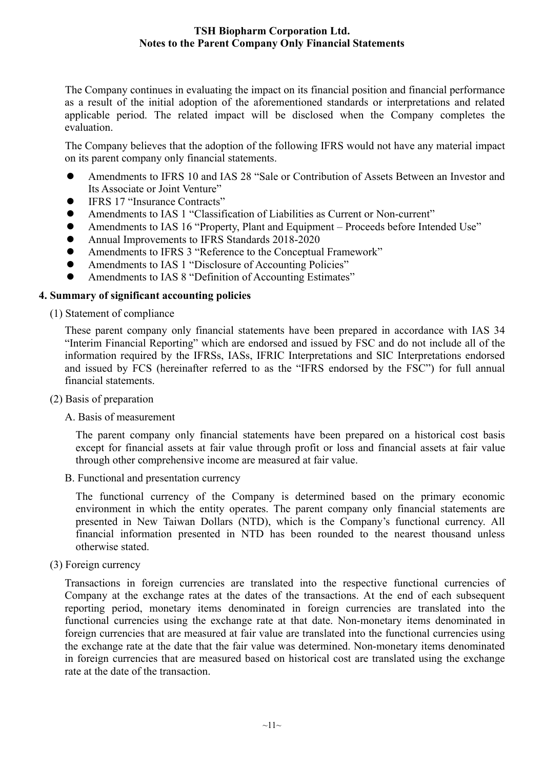The Company continues in evaluating the impact on its financial position and financial performance as a result of the initial adoption of the aforementioned standards or interpretations and related applicable period. The related impact will be disclosed when the Company completes the evaluation.

The Company believes that the adoption of the following IFRS would not have any material impact on its parent company only financial statements.

- Amendments to IFRS 10 and IAS 28 "Sale or Contribution of Assets Between an Investor and Its Associate or Joint Venture"
- IFRS 17 "Insurance Contracts"
- Amendments to IAS 1 "Classification of Liabilities as Current or Non-current"
- Amendments to IAS 16 "Property, Plant and Equipment – Proceeds before Intended Use"
- Annual Improvements to IFRS Standards 2018-2020
- Amendments to IFRS 3 "Reference to the Conceptual Framework"
- Amendments to IAS 1 "Disclosure of Accounting Policies"
- Amendments to IAS 8 "Definition of Accounting Estimates"

## 4. Summary of significant accounting policies

(1) Statement of compliance

These parent company only financial statements have been prepared in accordance with IAS 34 "Interim Financial Reporting" which are endorsed and issued by FSC and do not include all of the information required by the IFRSs, IASs, IFRIC Interpretations and SIC Interpretations endorsed and issued by FCS (hereinafter referred to as the "IFRS endorsed by the FSC") for full annual financial statements.

(2) Basis of preparation

A. Basis of measurement

The parent company only financial statements have been prepared on a historical cost basis except for financial assets at fair value through profit or loss and financial assets at fair value through other comprehensive income are measured at fair value.

B. Functional and presentation currency

The functional currency of the Company is determined based on the primary economic environment in which the entity operates. The parent company only financial statements are presented in New Taiwan Dollars (NTD), which is the Company's functional currency. All financial information presented in NTD has been rounded to the nearest thousand unless otherwise stated.

(3) Foreign currency

Transactions in foreign currencies are translated into the respective functional currencies of Company at the exchange rates at the dates of the transactions. At the end of each subsequent reporting period, monetary items denominated in foreign currencies are translated into the functional currencies using the exchange rate at that date. Non-monetary items denominated in foreign currencies that are measured at fair value are translated into the functional currencies using the exchange rate at the date that the fair value was determined. Non-monetary items denominated in foreign currencies that are measured based on historical cost are translated using the exchange rate at the date of the transaction.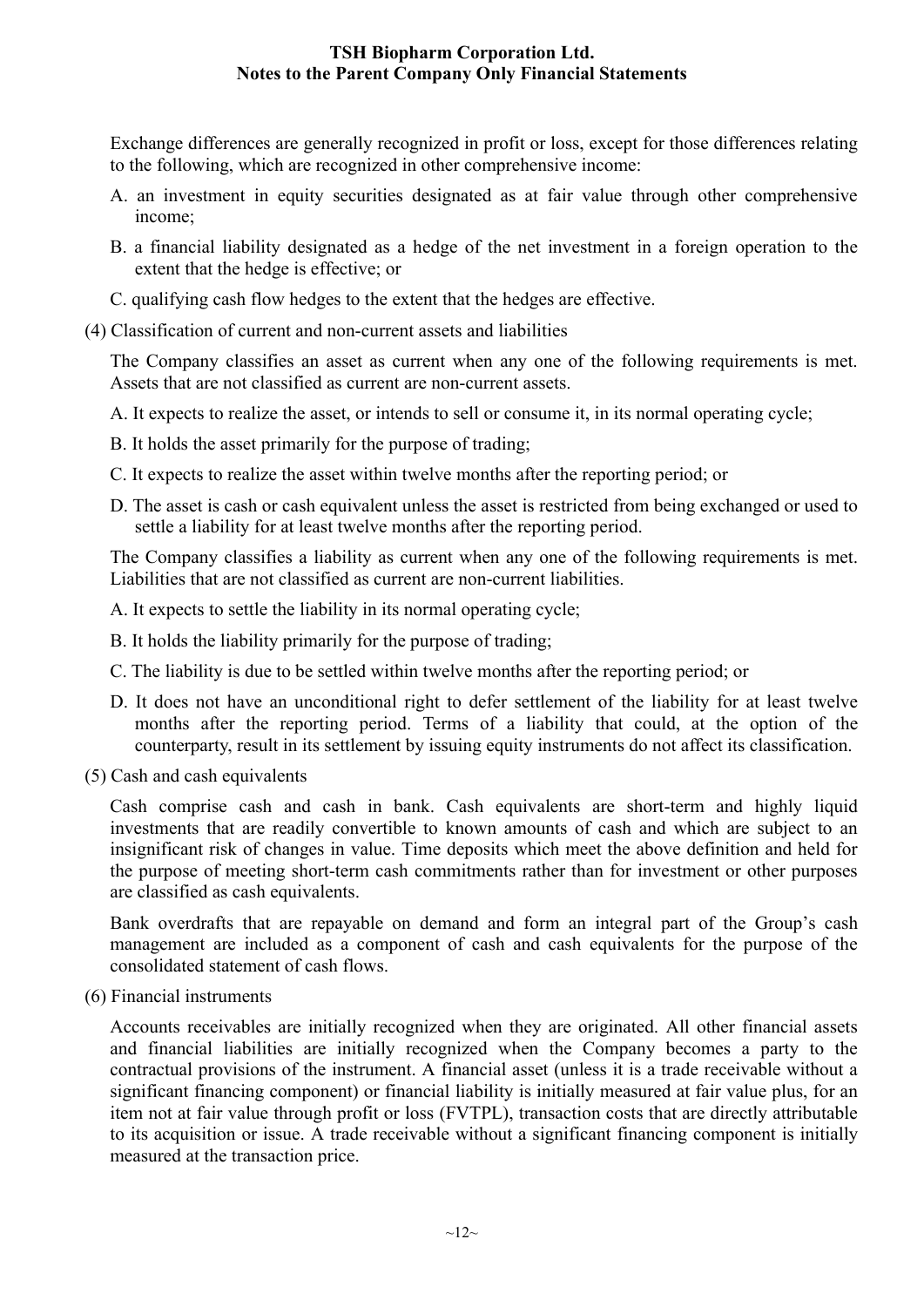Exchange differences are generally recognized in profit or loss, except for those differences relating to the following, which are recognized in other comprehensive income:

A. an investment in equity securities designated as at fair value through other comprehensive income;

B. a financial liability designated as a hedge of the net investment in a foreign operation to the extent that the hedge is effective; or

C. qualifying cash flow hedges to the extent that the hedges are effective.

(4) Classification of current and non-current assets and liabilities

The Company classifies an asset as current when any one of the following requirements is met. Assets that are not classified as current are non-current assets.

A. It expects to realize the asset, or intends to sell or consume it, in its normal operating cycle;

B. It holds the asset primarily for the purpose of trading;

C. It expects to realize the asset within twelve months after the reporting period; or

D. The asset is cash or cash equivalent unless the asset is restricted from being exchanged or used to settle a liability for at least twelve months after the reporting period.

The Company classifies a liability as current when any one of the following requirements is met. Liabilities that are not classified as current are non-current liabilities.

A. It expects to settle the liability in its normal operating cycle;

B. It holds the liability primarily for the purpose of trading;

C. The liability is due to be settled within twelve months after the reporting period; or

D. It does not have an unconditional right to defer settlement of the liability for at least twelve months after the reporting period. Terms of a liability that could, at the option of the counterparty, result in its settlement by issuing equity instruments do not affect its classification.

(5) Cash and cash equivalents

Cash comprise cash and cash in bank. Cash equivalents are short-term and highly liquid investments that are readily convertible to known amounts of cash and which are subject to an insignificant risk of changes in value. Time deposits which meet the above definition and held for the purpose of meeting short-term cash commitments rather than for investment or other purposes are classified as cash equivalents.

Bank overdrafts that are repayable on demand and form an integral part of the Group's cash management are included as a component of cash and cash equivalents for the purpose of the consolidated statement of cash flows.

(6) Financial instruments

Accounts receivables are initially recognized when they are originated. All other financial assets and financial liabilities are initially recognized when the Company becomes a party to the contractual provisions of the instrument. A financial asset (unless it is a trade receivable without a significant financing component) or financial liability is initially measured at fair value plus, for an item not at fair value through profit or loss (FVTPL), transaction costs that are directly attributable to its acquisition or issue. A trade receivable without a significant financing component is initially measured at the transaction price.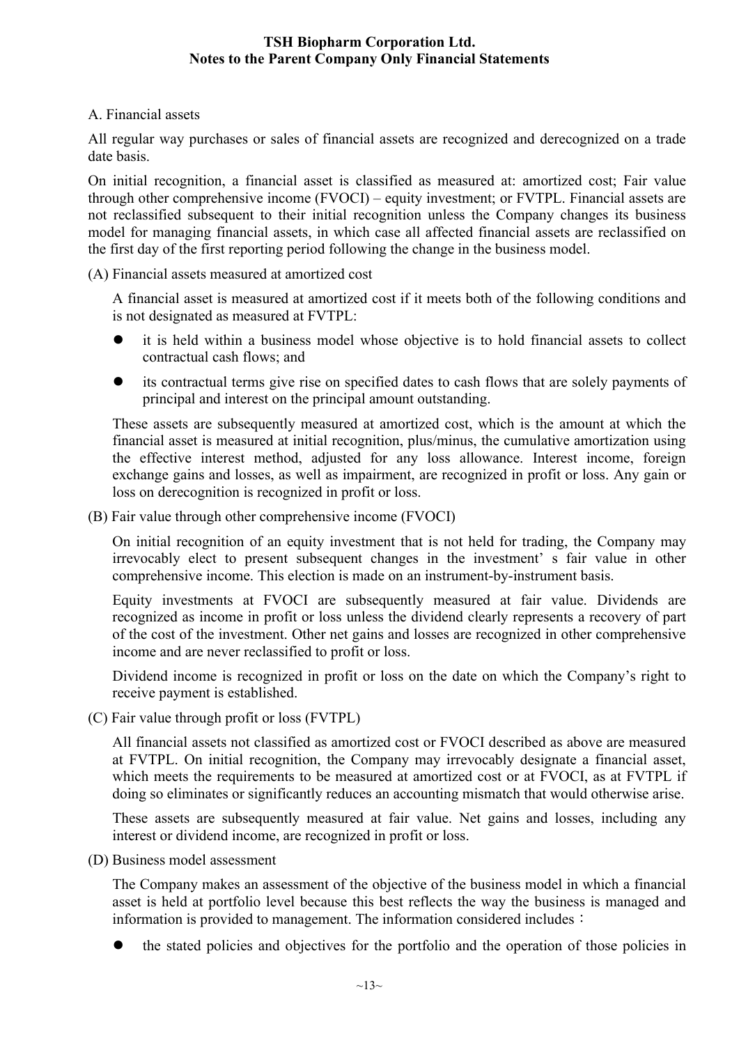A. Financial assets

All regular way purchases or sales of financial assets are recognized and derecognized on a trade date basis.

On initial recognition, a financial asset is classified as measured at: amortized cost; Fair value through other comprehensive income (FVOCI) – equity investment; or FVTPL. Financial assets are not reclassified subsequent to their initial recognition unless the Company changes its business model for managing financial assets, in which case all affected financial assets are reclassified on the first day of the first reporting period following the change in the business model.

(A) Financial assets measured at amortized cost

A financial asset is measured at amortized cost if it meets both of the following conditions and is not designated as measured at FVTPL:

- it is held within a business model whose objective is to hold financial assets to collect contractual cash flows; and
- its contractual terms give rise on specified dates to cash flows that are solely payments of principal and interest on the principal amount outstanding.

These assets are subsequently measured at amortized cost, which is the amount at which the financial asset is measured at initial recognition, plus/minus, the cumulative amortization using the effective interest method, adjusted for any loss allowance. Interest income, foreign exchange gains and losses, as well as impairment, are recognized in profit or loss. Any gain or loss on derecognition is recognized in profit or loss.

(B) Fair value through other comprehensive income (FVOCI)

On initial recognition of an equity investment that is not held for trading, the Company may irrevocably elect to present subsequent changes in the investment' s fair value in other comprehensive income. This election is made on an instrument-by-instrument basis.

Equity investments at FVOCI are subsequently measured at fair value. Dividends are recognized as income in profit or loss unless the dividend clearly represents a recovery of part of the cost of the investment. Other net gains and losses are recognized in other comprehensive income and are never reclassified to profit or loss.

Dividend income is recognized in profit or loss on the date on which the Company's right to receive payment is established.

(C) Fair value through profit or loss (FVTPL)

All financial assets not classified as amortized cost or FVOCI described as above are measured at FVTPL. On initial recognition, the Company may irrevocably designate a financial asset, which meets the requirements to be measured at amortized cost or at FVOCI, as at FVTPL if doing so eliminates or significantly reduces an accounting mismatch that would otherwise arise.

These assets are subsequently measured at fair value. Net gains and losses, including any interest or dividend income, are recognized in profit or loss.

(D) Business model assessment

The Company makes an assessment of the objective of the business model in which a financial asset is held at portfolio level because this best reflects the way the business is managed and information is provided to management. The information considered includes：

- the stated policies and objectives for the portfolio and the operation of those policies in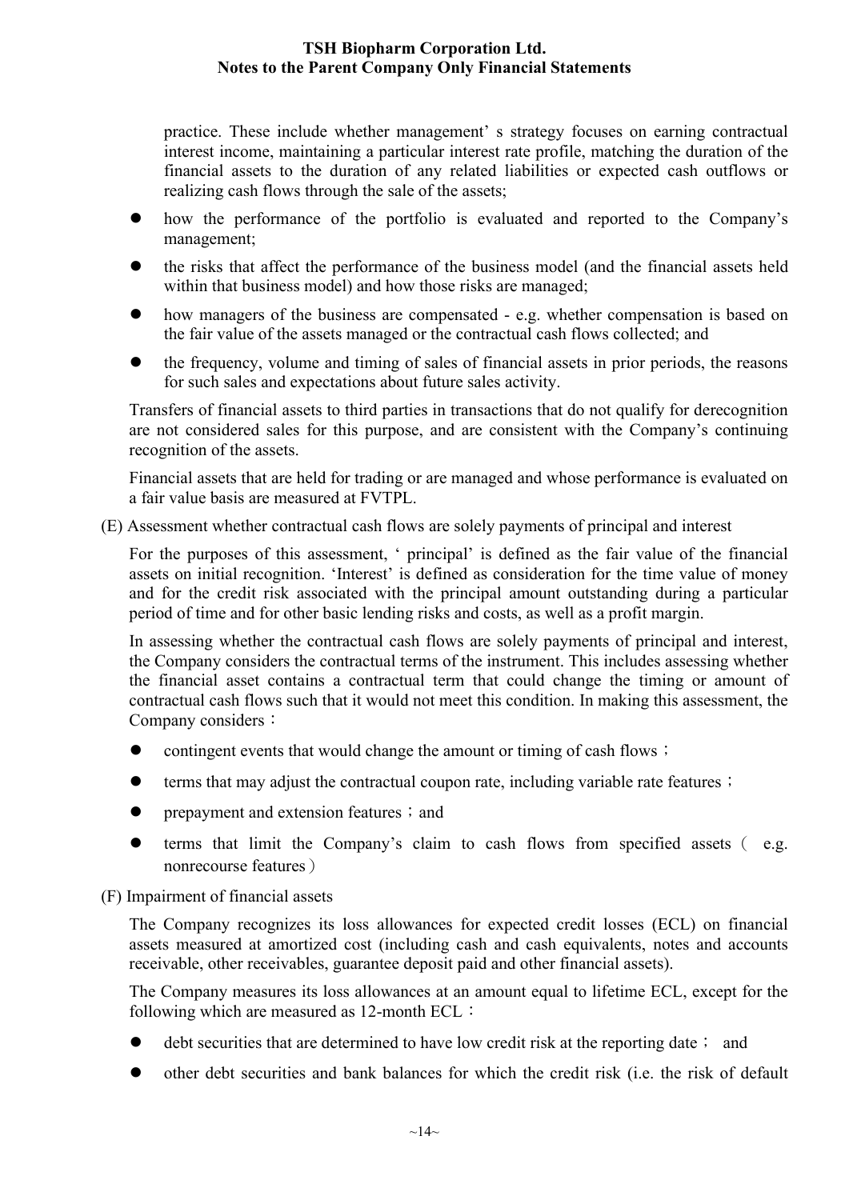practice. These include whether management' s strategy focuses on earning contractual interest income, maintaining a particular interest rate profile, matching the duration of the financial assets to the duration of any related liabilities or expected cash outflows or realizing cash flows through the sale of the assets;

- how the performance of the portfolio is evaluated and reported to the Company's management;
- the risks that affect the performance of the business model (and the financial assets held within that business model) and how those risks are managed;
- how managers of the business are compensated - e.g. whether compensation is based on the fair value of the assets managed or the contractual cash flows collected; and
- the frequency, volume and timing of sales of financial assets in prior periods, the reasons for such sales and expectations about future sales activity.

Transfers of financial assets to third parties in transactions that do not qualify for derecognition are not considered sales for this purpose, and are consistent with the Company's continuing recognition of the assets.

Financial assets that are held for trading or are managed and whose performance is evaluated on a fair value basis are measured at FVTPL.

(E) Assessment whether contractual cash flows are solely payments of principal and interest

For the purposes of this assessment, ' principal' is defined as the fair value of the financial assets on initial recognition. 'Interest' is defined as consideration for the time value of money and for the credit risk associated with the principal amount outstanding during a particular period of time and for other basic lending risks and costs, as well as a profit margin.

In assessing whether the contractual cash flows are solely payments of principal and interest, the Company considers the contractual terms of the instrument. This includes assessing whether the financial asset contains a contractual term that could change the timing or amount of contractual cash flows such that it would not meet this condition. In making this assessment, the Company considers：

- contingent events that would change the amount or timing of cash flows；
- terms that may adjust the contractual coupon rate, including variable rate features；
- prepayment and extension features；and
- terms that limit the Company's claim to cash flows from specified assets（ e.g. nonrecourse features）

(F) Impairment of financial assets

The Company recognizes its loss allowances for expected credit losses (ECL) on financial assets measured at amortized cost (including cash and cash equivalents, notes and accounts receivable, other receivables, guarantee deposit paid and other financial assets).

The Company measures its loss allowances at an amount equal to lifetime ECL, except for the following which are measured as 12-month ECL：

- debt securities that are determined to have low credit risk at the reporting date； and
- other debt securities and bank balances for which the credit risk (i.e. the risk of default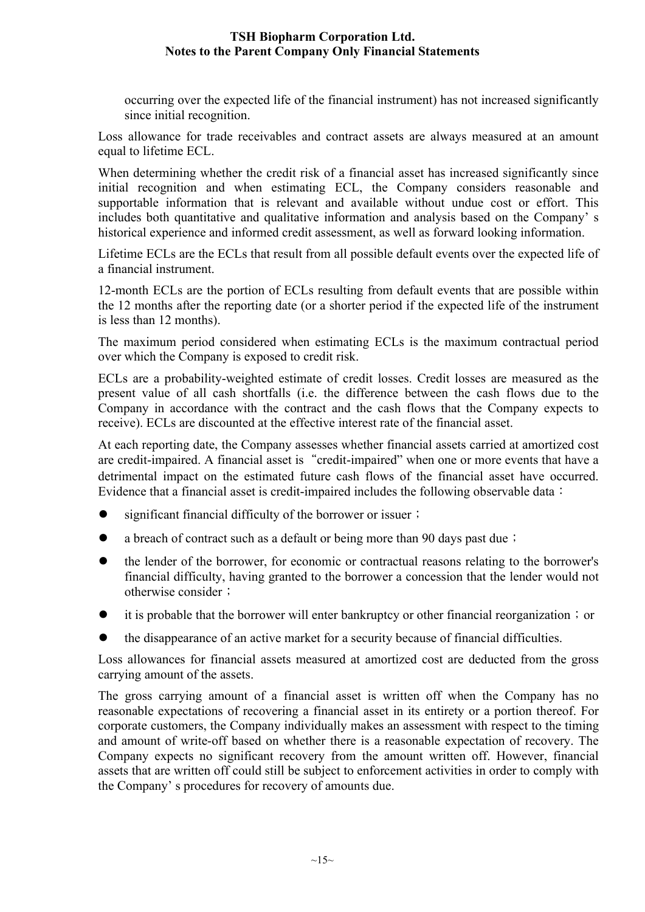occurring over the expected life of the financial instrument) has not increased significantly since initial recognition.

Loss allowance for trade receivables and contract assets are always measured at an amount equal to lifetime ECL.

When determining whether the credit risk of a financial asset has increased significantly since initial recognition and when estimating ECL, the Company considers reasonable and supportable information that is relevant and available without undue cost or effort. This includes both quantitative and qualitative information and analysis based on the Company' s historical experience and informed credit assessment, as well as forward looking information.

Lifetime ECLs are the ECLs that result from all possible default events over the expected life of a financial instrument.

12-month ECLs are the portion of ECLs resulting from default events that are possible within the 12 months after the reporting date (or a shorter period if the expected life of the instrument is less than 12 months).

The maximum period considered when estimating ECLs is the maximum contractual period over which the Company is exposed to credit risk.

ECLs are a probability-weighted estimate of credit losses. Credit losses are measured as the present value of all cash shortfalls (i.e. the difference between the cash flows due to the Company in accordance with the contract and the cash flows that the Company expects to receive). ECLs are discounted at the effective interest rate of the financial asset.

At each reporting date, the Company assesses whether financial assets carried at amortized cost are credit-impaired. A financial asset is "credit-impaired" when one or more events that have a detrimental impact on the estimated future cash flows of the financial asset have occurred. Evidence that a financial asset is credit-impaired includes the following observable data：

- significant financial difficulty of the borrower or issuer；
- a breach of contract such as a default or being more than 90 days past due；
- the lender of the borrower, for economic or contractual reasons relating to the borrower's financial difficulty, having granted to the borrower a concession that the lender would not otherwise consider；
- it is probable that the borrower will enter bankruptcy or other financial reorganization；or
- the disappearance of an active market for a security because of financial difficulties.

Loss allowances for financial assets measured at amortized cost are deducted from the gross carrying amount of the assets.

The gross carrying amount of a financial asset is written off when the Company has no reasonable expectations of recovering a financial asset in its entirety or a portion thereof. For corporate customers, the Company individually makes an assessment with respect to the timing and amount of write-off based on whether there is a reasonable expectation of recovery. The Company expects no significant recovery from the amount written off. However, financial assets that are written off could still be subject to enforcement activities in order to comply with the Company' s procedures for recovery of amounts due.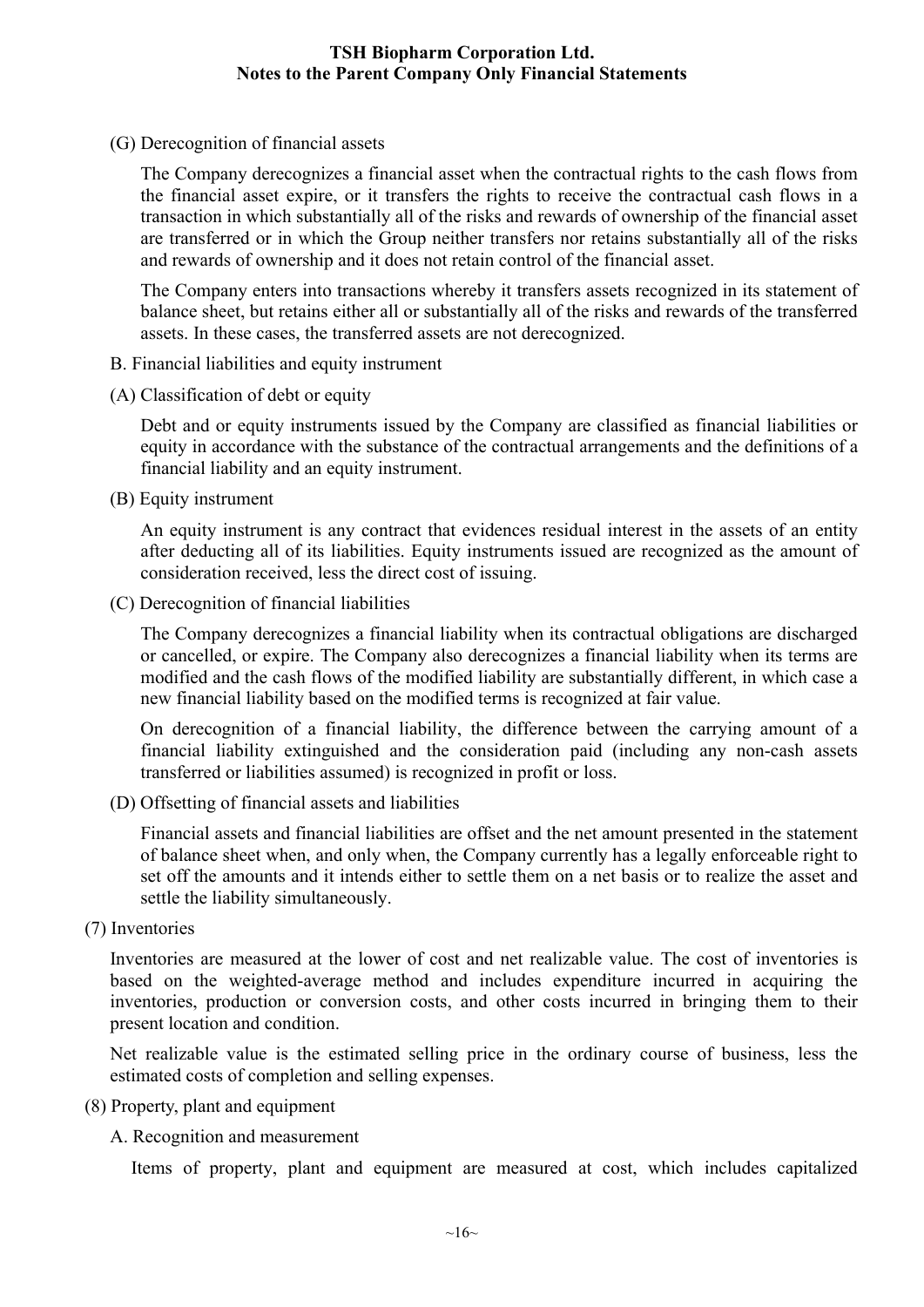(G) Derecognition of financial assets

The Company derecognizes a financial asset when the contractual rights to the cash flows from the financial asset expire, or it transfers the rights to receive the contractual cash flows in a transaction in which substantially all of the risks and rewards of ownership of the financial asset are transferred or in which the Group neither transfers nor retains substantially all of the risks and rewards of ownership and it does not retain control of the financial asset.

The Company enters into transactions whereby it transfers assets recognized in its statement of balance sheet, but retains either all or substantially all of the risks and rewards of the transferred assets. In these cases, the transferred assets are not derecognized.

B. Financial liabilities and equity instrument

(A) Classification of debt or equity

Debt and or equity instruments issued by the Company are classified as financial liabilities or equity in accordance with the substance of the contractual arrangements and the definitions of a financial liability and an equity instrument.

(B) Equity instrument

An equity instrument is any contract that evidences residual interest in the assets of an entity after deducting all of its liabilities. Equity instruments issued are recognized as the amount of consideration received, less the direct cost of issuing.

(C) Derecognition of financial liabilities

The Company derecognizes a financial liability when its contractual obligations are discharged or cancelled, or expire. The Company also derecognizes a financial liability when its terms are modified and the cash flows of the modified liability are substantially different, in which case a new financial liability based on the modified terms is recognized at fair value.

On derecognition of a financial liability, the difference between the carrying amount of a financial liability extinguished and the consideration paid (including any non-cash assets transferred or liabilities assumed) is recognized in profit or loss.

(D) Offsetting of financial assets and liabilities

Financial assets and financial liabilities are offset and the net amount presented in the statement of balance sheet when, and only when, the Company currently has a legally enforceable right to set off the amounts and it intends either to settle them on a net basis or to realize the asset and settle the liability simultaneously.

(7) Inventories

Inventories are measured at the lower of cost and net realizable value. The cost of inventories is based on the weighted-average method and includes expenditure incurred in acquiring the inventories, production or conversion costs, and other costs incurred in bringing them to their present location and condition.

Net realizable value is the estimated selling price in the ordinary course of business, less the estimated costs of completion and selling expenses.

(8) Property, plant and equipment

A. Recognition and measurement

Items of property, plant and equipment are measured at cost, which includes capitalized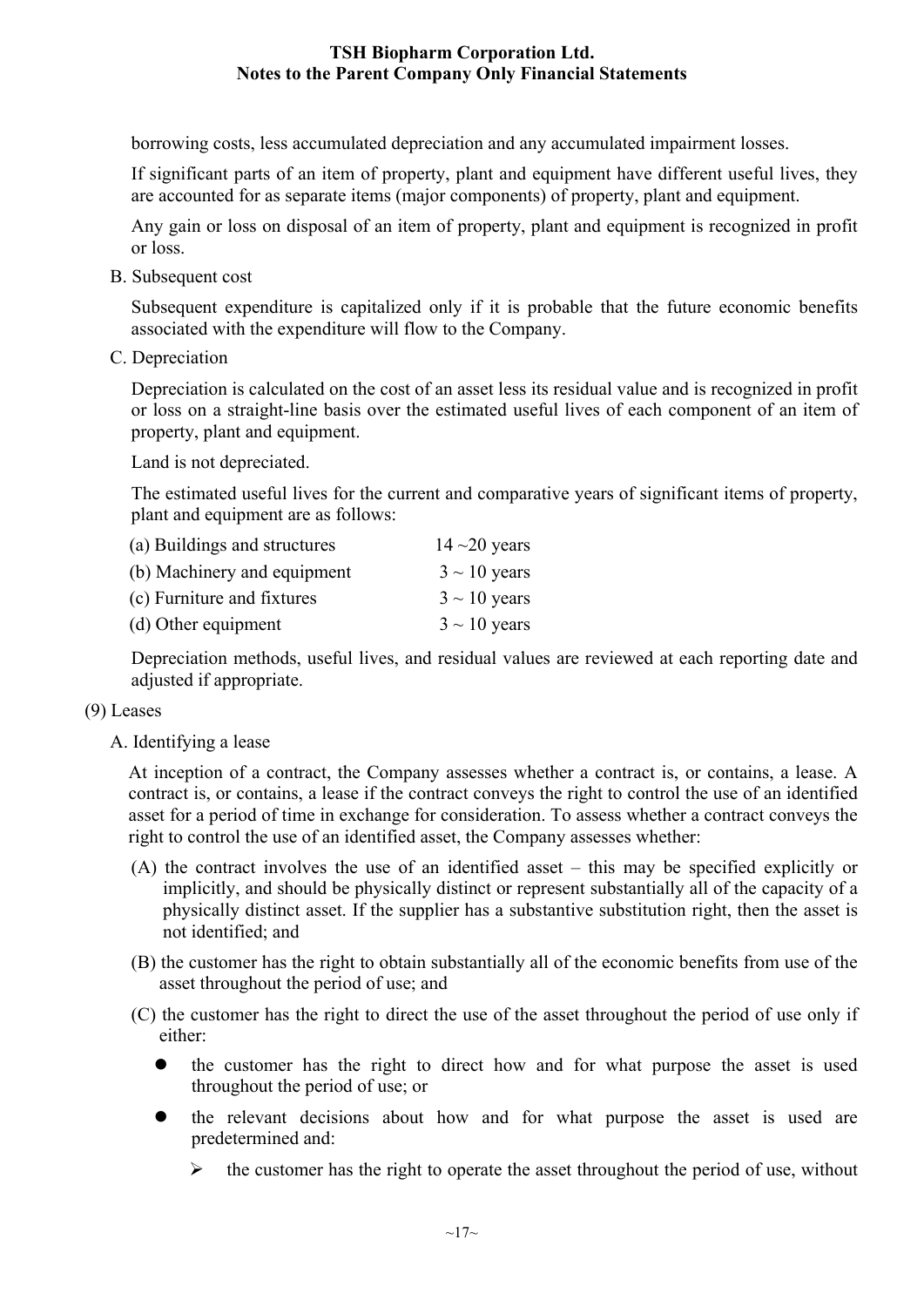borrowing costs, less accumulated depreciation and any accumulated impairment losses.

If significant parts of an item of property, plant and equipment have different useful lives, they are accounted for as separate items (major components) of property, plant and equipment.

Any gain or loss on disposal of an item of property, plant and equipment is recognized in profit or loss.

B. Subsequent cost

Subsequent expenditure is capitalized only if it is probable that the future economic benefits associated with the expenditure will flow to the Company.

C. Depreciation

Depreciation is calculated on the cost of an asset less its residual value and is recognized in profit or loss on a straight-line basis over the estimated useful lives of each component of an item of property, plant and equipment.

Land is not depreciated.

The estimated useful lives for the current and comparative years of significant items of property, plant and equipment are as follows:

| | |
|---|---|
| (a) Buildings and structures | 14 ~20 years |
| (b) Machinery and equipment | 3 ~ 10 years |
| (c) Furniture and fixtures | 3 ~ 10 years |
| (d) Other equipment | 3 ~ 10 years |

Depreciation methods, useful lives, and residual values are reviewed at each reporting date and adjusted if appropriate.

(9) Leases

A. Identifying a lease

At inception of a contract, the Company assesses whether a contract is, or contains, a lease. A contract is, or contains, a lease if the contract conveys the right to control the use of an identified asset for a period of time in exchange for consideration. To assess whether a contract conveys the right to control the use of an identified asset, the Company assesses whether:

(A) the contract involves the use of an identified asset – this may be specified explicitly or implicitly, and should be physically distinct or represent substantially all of the capacity of a physically distinct asset. If the supplier has a substantive substitution right, then the asset is not identified; and

(B) the customer has the right to obtain substantially all of the economic benefits from use of the asset throughout the period of use; and

(C) the customer has the right to direct the use of the asset throughout the period of use only if either:

- the customer has the right to direct how and for what purpose the asset is used throughout the period of use; or
- the relevant decisions about how and for what purpose the asset is used are predetermined and:
  - the customer has the right to operate the asset throughout the period of use, without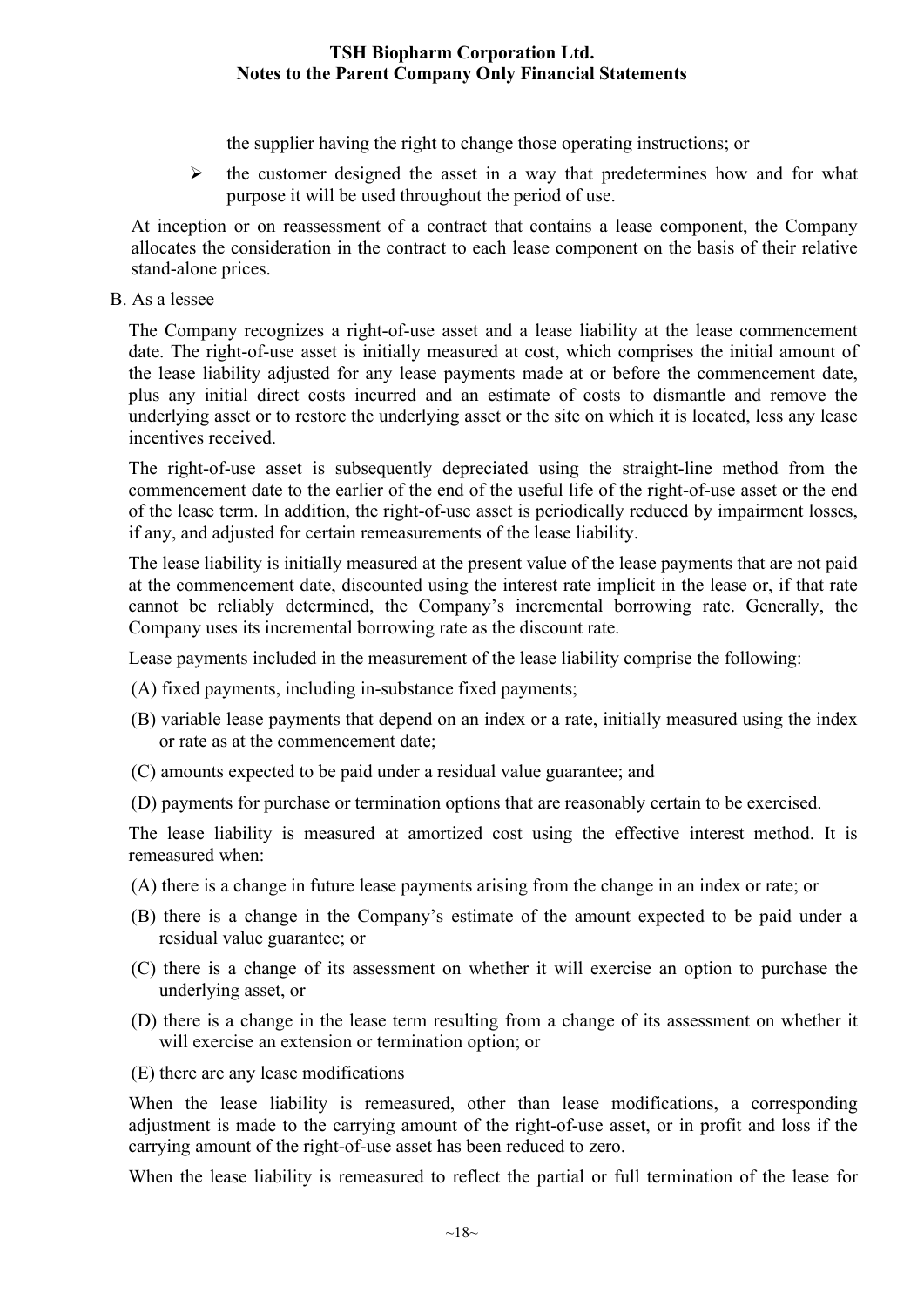the supplier having the right to change those operating instructions; or

- the customer designed the asset in a way that predetermines how and for what purpose it will be used throughout the period of use.

At inception or on reassessment of a contract that contains a lease component, the Company allocates the consideration in the contract to each lease component on the basis of their relative stand-alone prices.

B. As a lessee

The Company recognizes a right-of-use asset and a lease liability at the lease commencement date. The right-of-use asset is initially measured at cost, which comprises the initial amount of the lease liability adjusted for any lease payments made at or before the commencement date, plus any initial direct costs incurred and an estimate of costs to dismantle and remove the underlying asset or to restore the underlying asset or the site on which it is located, less any lease incentives received.

The right-of-use asset is subsequently depreciated using the straight-line method from the commencement date to the earlier of the end of the useful life of the right-of-use asset or the end of the lease term. In addition, the right-of-use asset is periodically reduced by impairment losses, if any, and adjusted for certain remeasurements of the lease liability.

The lease liability is initially measured at the present value of the lease payments that are not paid at the commencement date, discounted using the interest rate implicit in the lease or, if that rate cannot be reliably determined, the Company's incremental borrowing rate. Generally, the Company uses its incremental borrowing rate as the discount rate.

Lease payments included in the measurement of the lease liability comprise the following:

(A) fixed payments, including in-substance fixed payments;

(B) variable lease payments that depend on an index or a rate, initially measured using the index or rate as at the commencement date;

(C) amounts expected to be paid under a residual value guarantee; and

(D) payments for purchase or termination options that are reasonably certain to be exercised.

The lease liability is measured at amortized cost using the effective interest method. It is remeasured when:

(A) there is a change in future lease payments arising from the change in an index or rate; or

(B) there is a change in the Company's estimate of the amount expected to be paid under a residual value guarantee; or

(C) there is a change of its assessment on whether it will exercise an option to purchase the underlying asset, or

(D) there is a change in the lease term resulting from a change of its assessment on whether it will exercise an extension or termination option; or

(E) there are any lease modifications

When the lease liability is remeasured, other than lease modifications, a corresponding adjustment is made to the carrying amount of the right-of-use asset, or in profit and loss if the carrying amount of the right-of-use asset has been reduced to zero.

When the lease liability is remeasured to reflect the partial or full termination of the lease for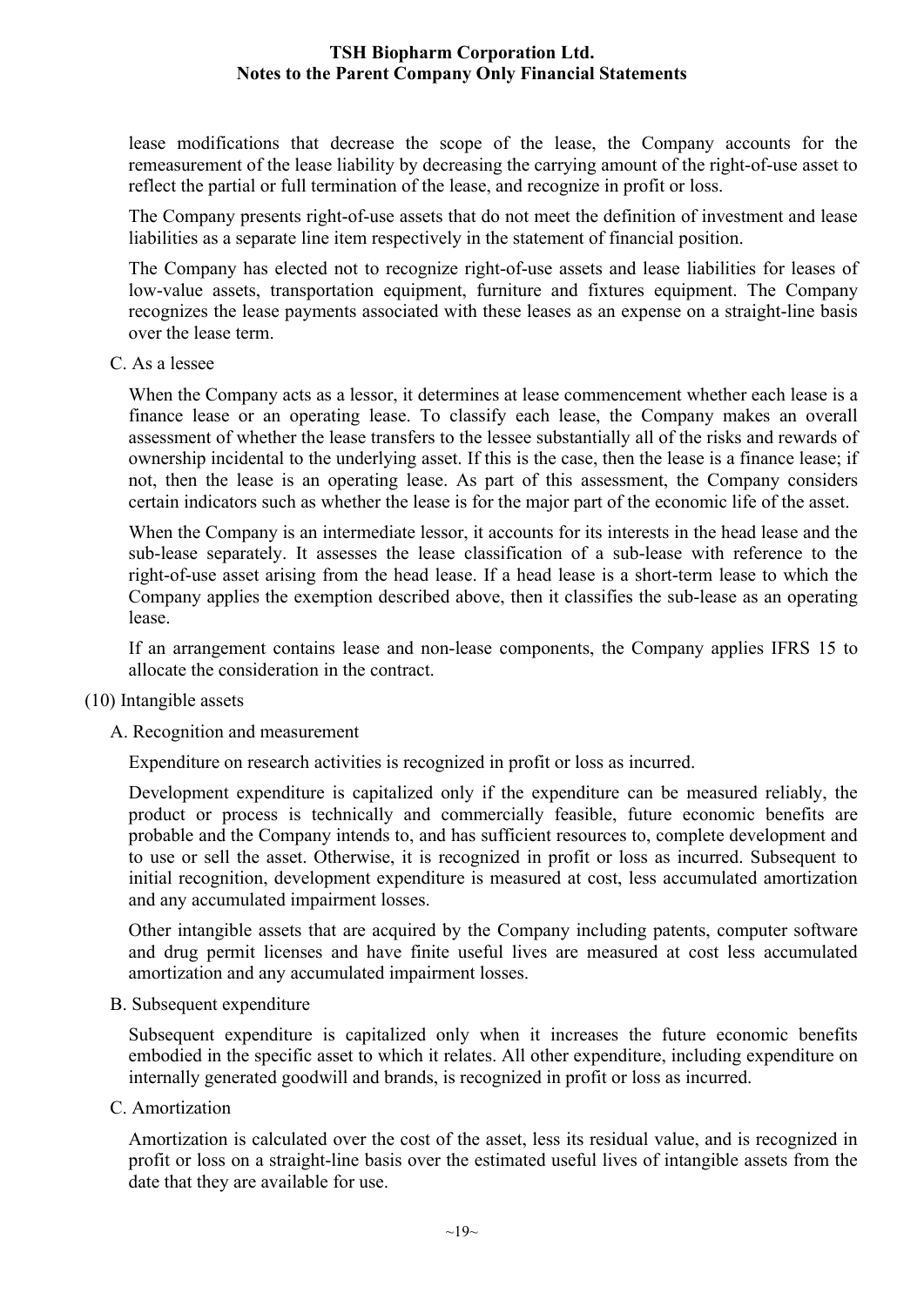lease modifications that decrease the scope of the lease, the Company accounts for the remeasurement of the lease liability by decreasing the carrying amount of the right-of-use asset to reflect the partial or full termination of the lease, and recognize in profit or loss.

The Company presents right-of-use assets that do not meet the definition of investment and lease liabilities as a separate line item respectively in the statement of financial position.

The Company has elected not to recognize right-of-use assets and lease liabilities for leases of low-value assets, transportation equipment, furniture and fixtures equipment. The Company recognizes the lease payments associated with these leases as an expense on a straight-line basis over the lease term.

C. As a lessee

When the Company acts as a lessor, it determines at lease commencement whether each lease is a finance lease or an operating lease. To classify each lease, the Company makes an overall assessment of whether the lease transfers to the lessee substantially all of the risks and rewards of ownership incidental to the underlying asset. If this is the case, then the lease is a finance lease; if not, then the lease is an operating lease. As part of this assessment, the Company considers certain indicators such as whether the lease is for the major part of the economic life of the asset.

When the Company is an intermediate lessor, it accounts for its interests in the head lease and the sub-lease separately. It assesses the lease classification of a sub-lease with reference to the right-of-use asset arising from the head lease. If a head lease is a short-term lease to which the Company applies the exemption described above, then it classifies the sub-lease as an operating lease.

If an arrangement contains lease and non-lease components, the Company applies IFRS 15 to allocate the consideration in the contract.

(10) Intangible assets

A. Recognition and measurement

Expenditure on research activities is recognized in profit or loss as incurred.

Development expenditure is capitalized only if the expenditure can be measured reliably, the product or process is technically and commercially feasible, future economic benefits are probable and the Company intends to, and has sufficient resources to, complete development and to use or sell the asset. Otherwise, it is recognized in profit or loss as incurred. Subsequent to initial recognition, development expenditure is measured at cost, less accumulated amortization and any accumulated impairment losses.

Other intangible assets that are acquired by the Company including patents, computer software and drug permit licenses and have finite useful lives are measured at cost less accumulated amortization and any accumulated impairment losses.

B. Subsequent expenditure

Subsequent expenditure is capitalized only when it increases the future economic benefits embodied in the specific asset to which it relates. All other expenditure, including expenditure on internally generated goodwill and brands, is recognized in profit or loss as incurred.

C. Amortization

Amortization is calculated over the cost of the asset, less its residual value, and is recognized in profit or loss on a straight-line basis over the estimated useful lives of intangible assets from the date that they are available for use.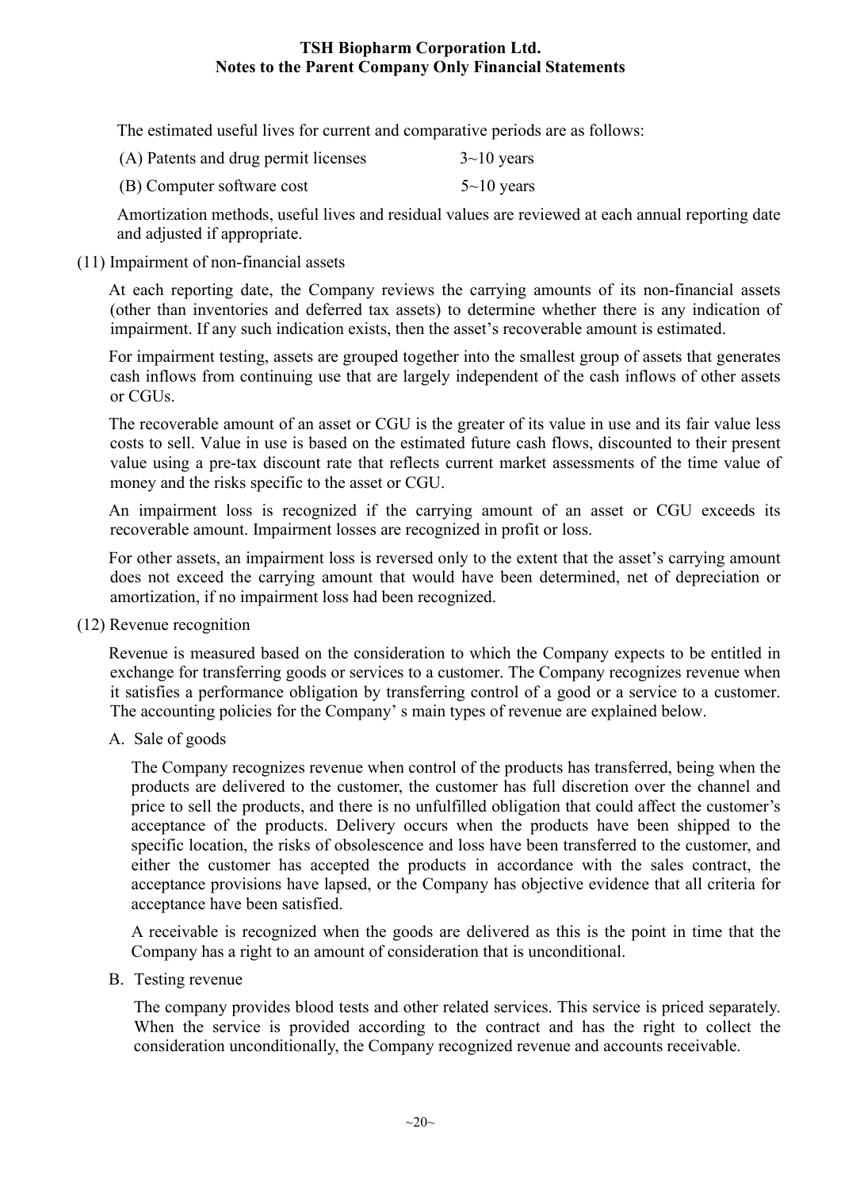The estimated useful lives for current and comparative periods are as follows:

| | |
|---|---|
| (A) Patents and drug permit licenses | 3~10 years |
| (B) Computer software cost | 5~10 years |

Amortization methods, useful lives and residual values are reviewed at each annual reporting date and adjusted if appropriate.

(11) Impairment of non-financial assets

At each reporting date, the Company reviews the carrying amounts of its non-financial assets (other than inventories and deferred tax assets) to determine whether there is any indication of impairment. If any such indication exists, then the asset's recoverable amount is estimated.

For impairment testing, assets are grouped together into the smallest group of assets that generates cash inflows from continuing use that are largely independent of the cash inflows of other assets or CGUs.

The recoverable amount of an asset or CGU is the greater of its value in use and its fair value less costs to sell. Value in use is based on the estimated future cash flows, discounted to their present value using a pre-tax discount rate that reflects current market assessments of the time value of money and the risks specific to the asset or CGU.

An impairment loss is recognized if the carrying amount of an asset or CGU exceeds its recoverable amount. Impairment losses are recognized in profit or loss.

For other assets, an impairment loss is reversed only to the extent that the asset's carrying amount does not exceed the carrying amount that would have been determined, net of depreciation or amortization, if no impairment loss had been recognized.

(12) Revenue recognition

Revenue is measured based on the consideration to which the Company expects to be entitled in exchange for transferring goods or services to a customer. The Company recognizes revenue when it satisfies a performance obligation by transferring control of a good or a service to a customer. The accounting policies for the Company' s main types of revenue are explained below.

A. Sale of goods

The Company recognizes revenue when control of the products has transferred, being when the products are delivered to the customer, the customer has full discretion over the channel and price to sell the products, and there is no unfulfilled obligation that could affect the customer's acceptance of the products. Delivery occurs when the products have been shipped to the specific location, the risks of obsolescence and loss have been transferred to the customer, and either the customer has accepted the products in accordance with the sales contract, the acceptance provisions have lapsed, or the Company has objective evidence that all criteria for acceptance have been satisfied.

A receivable is recognized when the goods are delivered as this is the point in time that the Company has a right to an amount of consideration that is unconditional.

B. Testing revenue

The company provides blood tests and other related services. This service is priced separately. When the service is provided according to the contract and has the right to collect the consideration unconditionally, the Company recognized revenue and accounts receivable.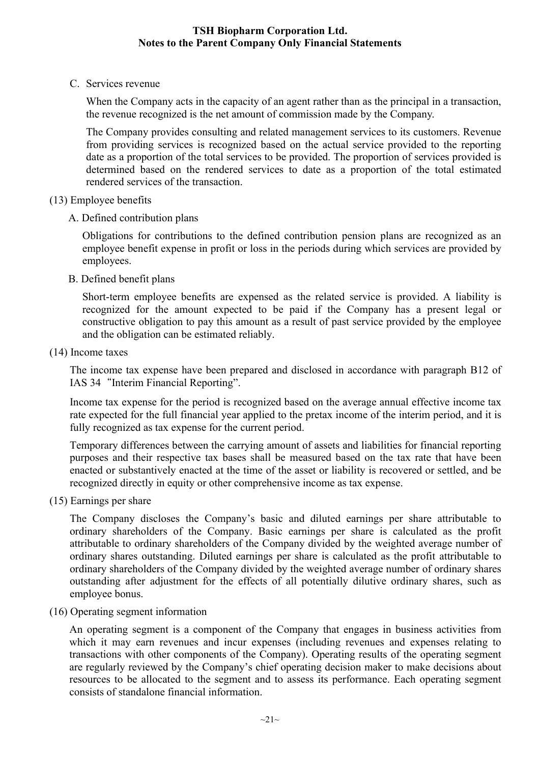C. Services revenue

When the Company acts in the capacity of an agent rather than as the principal in a transaction, the revenue recognized is the net amount of commission made by the Company.

The Company provides consulting and related management services to its customers. Revenue from providing services is recognized based on the actual service provided to the reporting date as a proportion of the total services to be provided. The proportion of services provided is determined based on the rendered services to date as a proportion of the total estimated rendered services of the transaction.

(13) Employee benefits

A. Defined contribution plans

Obligations for contributions to the defined contribution pension plans are recognized as an employee benefit expense in profit or loss in the periods during which services are provided by employees.

B. Defined benefit plans

Short-term employee benefits are expensed as the related service is provided. A liability is recognized for the amount expected to be paid if the Company has a present legal or constructive obligation to pay this amount as a result of past service provided by the employee and the obligation can be estimated reliably.

(14) Income taxes

The income tax expense have been prepared and disclosed in accordance with paragraph B12 of IAS 34 "Interim Financial Reporting".

Income tax expense for the period is recognized based on the average annual effective income tax rate expected for the full financial year applied to the pretax income of the interim period, and it is fully recognized as tax expense for the current period.

Temporary differences between the carrying amount of assets and liabilities for financial reporting purposes and their respective tax bases shall be measured based on the tax rate that have been enacted or substantively enacted at the time of the asset or liability is recovered or settled, and be recognized directly in equity or other comprehensive income as tax expense.

(15) Earnings per share

The Company discloses the Company's basic and diluted earnings per share attributable to ordinary shareholders of the Company. Basic earnings per share is calculated as the profit attributable to ordinary shareholders of the Company divided by the weighted average number of ordinary shares outstanding. Diluted earnings per share is calculated as the profit attributable to ordinary shareholders of the Company divided by the weighted average number of ordinary shares outstanding after adjustment for the effects of all potentially dilutive ordinary shares, such as employee bonus.

(16) Operating segment information

An operating segment is a component of the Company that engages in business activities from which it may earn revenues and incur expenses (including revenues and expenses relating to transactions with other components of the Company). Operating results of the operating segment are regularly reviewed by the Company's chief operating decision maker to make decisions about resources to be allocated to the segment and to assess its performance. Each operating segment consists of standalone financial information.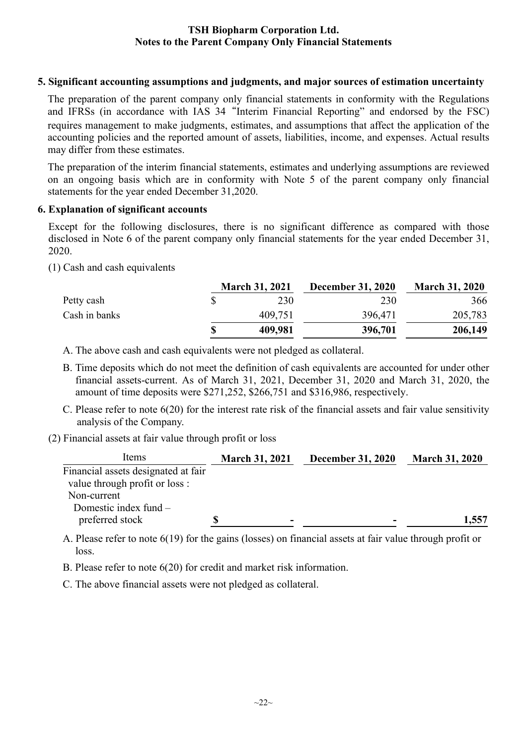## 5. Significant accounting assumptions and judgments, and major sources of estimation uncertainty

The preparation of the parent company only financial statements in conformity with the Regulations and IFRSs (in accordance with IAS 34 "Interim Financial Reporting" and endorsed by the FSC) requires management to make judgments, estimates, and assumptions that affect the application of the accounting policies and the reported amount of assets, liabilities, income, and expenses. Actual results may differ from these estimates.

The preparation of the interim financial statements, estimates and underlying assumptions are reviewed on an ongoing basis which are in conformity with Note 5 of the parent company only financial statements for the year ended December 31,2020.

## 6. Explanation of significant accounts

Except for the following disclosures, there is no significant difference as compared with those disclosed in Note 6 of the parent company only financial statements for the year ended December 31, 2020.

(1) Cash and cash equivalents

| | March 31, 2021 | December 31, 2020 | March 31, 2020 |
|---|---|---|---|
| Petty cash | $ 230 | 230 | 366 |
| Cash in banks | 409,751 | 396,471 | 205,783 |
| | **$ 409,981** | **396,701** | **206,149** |

A. The above cash and cash equivalents were not pledged as collateral.

B. Time deposits which do not meet the definition of cash equivalents are accounted for under other financial assets-current. As of March 31, 2021, December 31, 2020 and March 31, 2020, the amount of time deposits were $271,252, $266,751 and $316,986, respectively.

C. Please refer to note 6(20) for the interest rate risk of the financial assets and fair value sensitivity analysis of the Company.

(2) Financial assets at fair value through profit or loss

| Items | March 31, 2021 | December 31, 2020 | March 31, 2020 |
|---|---|---|---|
| Financial assets designated at fair value through profit or loss : | | | |
| Non-current | | | |
| Domestic index fund – preferred stock | **$ -** | **-** | **1,557** |

A. Please refer to note 6(19) for the gains (losses) on financial assets at fair value through profit or loss.

B. Please refer to note 6(20) for credit and market risk information.

C. The above financial assets were not pledged as collateral.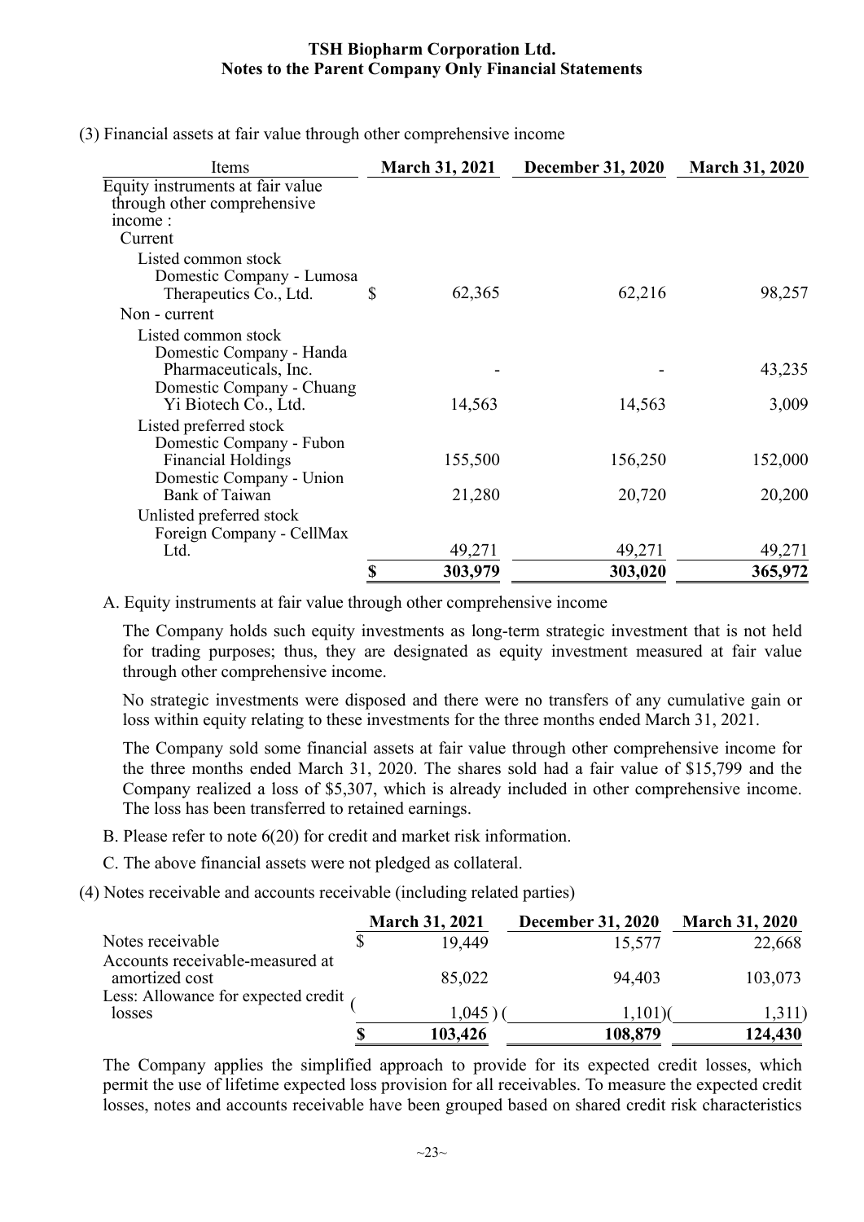(3) Financial assets at fair value through other comprehensive income

| Items | March 31, 2021 | December 31, 2020 | March 31, 2020 |
|---|---|---|---|
| Equity instruments at fair value through other comprehensive income : | | | |
| Current | | | |
| Listed common stock | | | |
| Domestic Company - Lumosa Therapeutics Co., Ltd. | $ 62,365 | 62,216 | 98,257 |
| Non - current | | | |
| Listed common stock | | | |
| Domestic Company - Handa Pharmaceuticals, Inc. | - | - | 43,235 |
| Domestic Company - Chuang Yi Biotech Co., Ltd. | 14,563 | 14,563 | 3,009 |
| Listed preferred stock | | | |
| Domestic Company - Fubon Financial Holdings | 155,500 | 156,250 | 152,000 |
| Domestic Company - Union Bank of Taiwan | 21,280 | 20,720 | 20,200 |
| Unlisted preferred stock | | | |
| Foreign Company - CellMax Ltd. | 49,271 | 49,271 | 49,271 |
| | **$ 303,979** | **303,020** | **365,972** |

A. Equity instruments at fair value through other comprehensive income

The Company holds such equity investments as long-term strategic investment that is not held for trading purposes; thus, they are designated as equity investment measured at fair value through other comprehensive income.

No strategic investments were disposed and there were no transfers of any cumulative gain or loss within equity relating to these investments for the three months ended March 31, 2021.

The Company sold some financial assets at fair value through other comprehensive income for the three months ended March 31, 2020. The shares sold had a fair value of $15,799 and the Company realized a loss of $5,307, which is already included in other comprehensive income. The loss has been transferred to retained earnings.

B. Please refer to note 6(20) for credit and market risk information.

C. The above financial assets were not pledged as collateral.

(4) Notes receivable and accounts receivable (including related parties)

| | March 31, 2021 | December 31, 2020 | March 31, 2020 |
|---|---|---|---|
| Notes receivable | $ 19,449 | 15,577 | 22,668 |
| Accounts receivable-measured at amortized cost | 85,022 | 94,403 | 103,073 |
| Less: Allowance for expected credit losses | ( 1,045 ) | ( 1,101) | ( 1,311) |
| | **$ 103,426** | **108,879** | **124,430** |

The Company applies the simplified approach to provide for its expected credit losses, which permit the use of lifetime expected loss provision for all receivables. To measure the expected credit losses, notes and accounts receivable have been grouped based on shared credit risk characteristics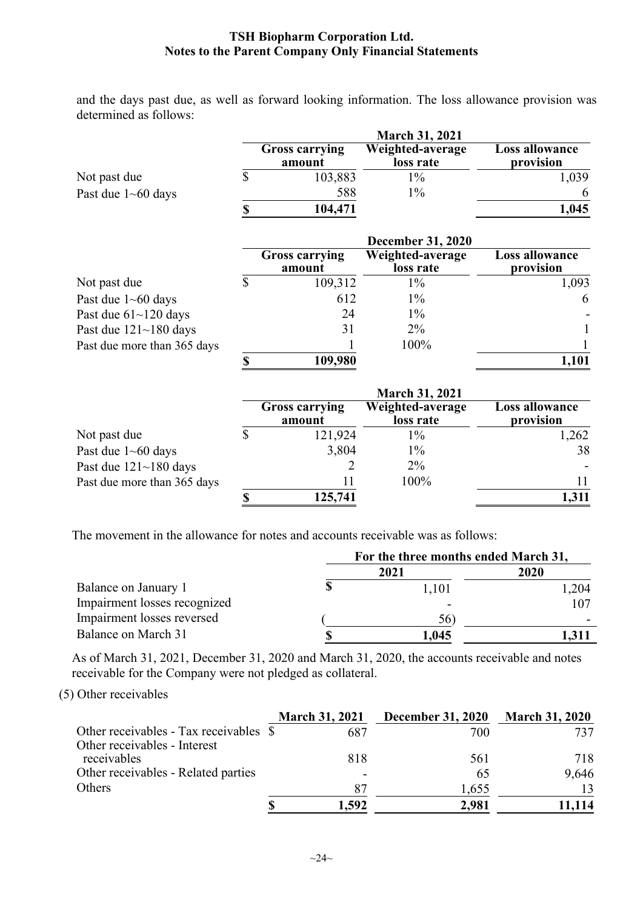and the days past due, as well as forward looking information. The loss allowance provision was determined as follows:

| | March 31, 2021 | | |
|---|---|---|---|
| | Gross carrying amount | Weighted-average loss rate | Loss allowance provision |
| Not past due | $ 103,883 | 1% | 1,039 |
| Past due 1~60 days | 588 | 1% | 6 |
| | $ 104,471 | | 1,045 |

| | December 31, 2020 | | |
|---|---|---|---|
| | Gross carrying amount | Weighted-average loss rate | Loss allowance provision |
| Not past due | $ 109,312 | 1% | 1,093 |
| Past due 1~60 days | 612 | 1% | 6 |
| Past due 61~120 days | 24 | 1% | - |
| Past due 121~180 days | 31 | 2% | 1 |
| Past due more than 365 days | 1 | 100% | 1 |
| | $ 109,980 | | 1,101 |

| | March 31, 2021 | | |
|---|---|---|---|
| | Gross carrying amount | Weighted-average loss rate | Loss allowance provision |
| Not past due | $ 121,924 | 1% | 1,262 |
| Past due 1~60 days | 3,804 | 1% | 38 |
| Past due 121~180 days | 2 | 2% | - |
| Past due more than 365 days | 11 | 100% | 11 |
| | $ 125,741 | | 1,311 |

The movement in the allowance for notes and accounts receivable was as follows:

| | For the three months ended March 31, | |
|---|---|---|
| | 2021 | 2020 |
| Balance on January 1 | $ 1,101 | 1,204 |
| Impairment losses recognized | - | 107 |
| Impairment losses reversed | ( 56) | - |
| Balance on March 31 | $ 1,045 | 1,311 |

As of March 31, 2021, December 31, 2020 and March 31, 2020, the accounts receivable and notes receivable for the Company were not pledged as collateral.

(5) Other receivables

| | March 31, 2021 | December 31, 2020 | March 31, 2020 |
|---|---|---|---|
| Other receivables - Tax receivables | $ 687 | 700 | 737 |
| Other receivables - Interest receivables | 818 | 561 | 718 |
| Other receivables - Related parties | - | 65 | 9,646 |
| Others | 87 | 1,655 | 13 |
| | $ 1,592 | 2,981 | 11,114 |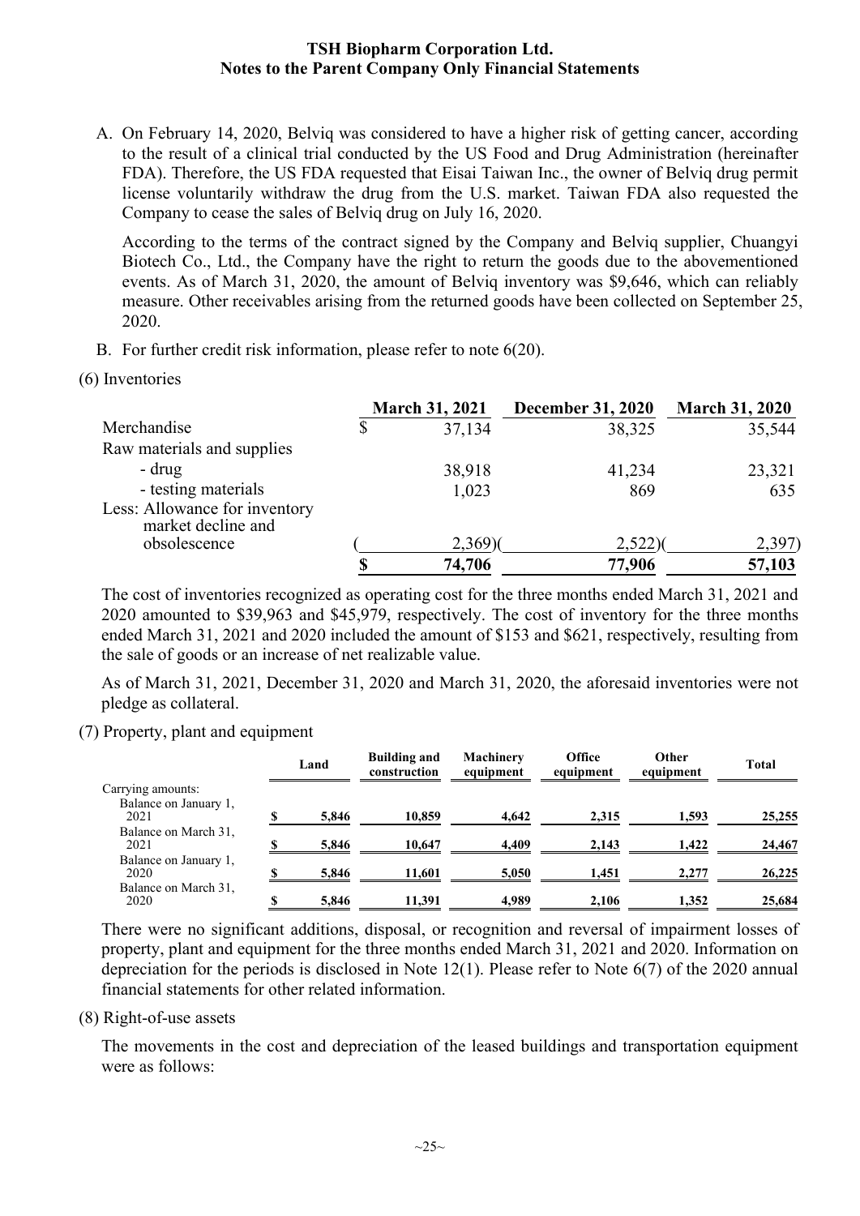A. On February 14, 2020, Belviq was considered to have a higher risk of getting cancer, according to the result of a clinical trial conducted by the US Food and Drug Administration (hereinafter FDA). Therefore, the US FDA requested that Eisai Taiwan Inc., the owner of Belviq drug permit license voluntarily withdraw the drug from the U.S. market. Taiwan FDA also requested the Company to cease the sales of Belviq drug on July 16, 2020.

   According to the terms of the contract signed by the Company and Belviq supplier, Chuangyi Biotech Co., Ltd., the Company have the right to return the goods due to the abovementioned events. As of March 31, 2020, the amount of Belviq inventory was $9,646, which can reliably measure. Other receivables arising from the returned goods have been collected on September 25, 2020.

B. For further credit risk information, please refer to note 6(20).

(6) Inventories

| | March 31, 2021 | December 31, 2020 | March 31, 2020 |
|---|---|---|---|
| Merchandise | $ 37,134 | 38,325 | 35,544 |
| Raw materials and supplies | | | |
| - drug | 38,918 | 41,234 | 23,321 |
| - testing materials | 1,023 | 869 | 635 |
| Less: Allowance for inventory market decline and obsolescence | (2,369) | (2,522) | (2,397) |
| | **$ 74,706** | **77,906** | **57,103** |

The cost of inventories recognized as operating cost for the three months ended March 31, 2021 and 2020 amounted to $39,963 and $45,979, respectively. The cost of inventory for the three months ended March 31, 2021 and 2020 included the amount of $153 and $621, respectively, resulting from the sale of goods or an increase of net realizable value.

As of March 31, 2021, December 31, 2020 and March 31, 2020, the aforesaid inventories were not pledge as collateral.

(7) Property, plant and equipment

| | Land | Building and construction | Machinery equipment | Office equipment | Other equipment | Total |
|---|---|---|---|---|---|---|
| Carrying amounts: | | | | | | |
| Balance on January 1, 2021 | **$ 5,846** | **10,859** | **4,642** | **2,315** | **1,593** | **25,255** |
| Balance on March 31, 2021 | **$ 5,846** | **10,647** | **4,409** | **2,143** | **1,422** | **24,467** |
| Balance on January 1, 2020 | **$ 5,846** | **11,601** | **5,050** | **1,451** | **2,277** | **26,225** |
| Balance on March 31, 2020 | **$ 5,846** | **11,391** | **4,989** | **2,106** | **1,352** | **25,684** |

There were no significant additions, disposal, or recognition and reversal of impairment losses of property, plant and equipment for the three months ended March 31, 2021 and 2020. Information on depreciation for the periods is disclosed in Note 12(1). Please refer to Note 6(7) of the 2020 annual financial statements for other related information.

(8) Right-of-use assets

The movements in the cost and depreciation of the leased buildings and transportation equipment were as follows: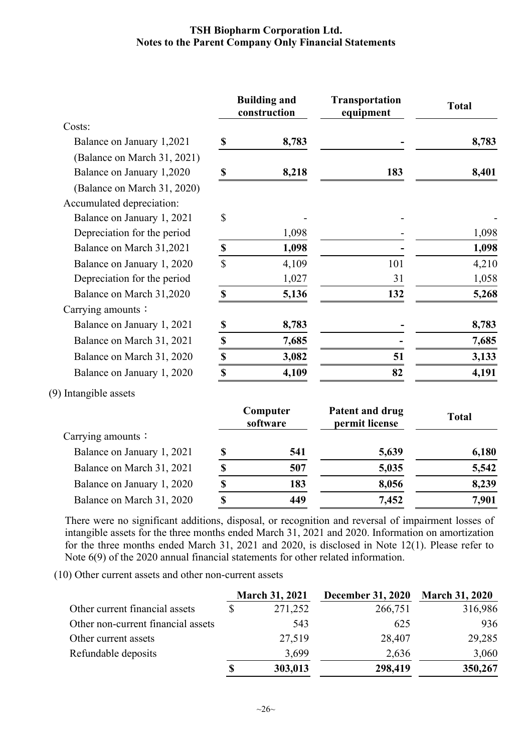| | Building and construction | | Transportation equipment | Total |
|---|---|---|---|---|
| Costs: | | | | |
| Balance on January 1,2021 | **$** | **8,783** | **-** | **8,783** |
| (Balance on March 31, 2021) | | | | |
| Balance on January 1,2020 | **$** | **8,218** | **183** | **8,401** |
| (Balance on March 31, 2020) | | | | |
| Accumulated depreciation: | | | | |
| Balance on January 1, 2021 | $ | - | - | - |
| Depreciation for the period | | 1,098 | - | 1,098 |
| Balance on March 31,2021 | **$** | **1,098** | **-** | **1,098** |
| Balance on January 1, 2020 | $ | 4,109 | 101 | 4,210 |
| Depreciation for the period | | 1,027 | 31 | 1,058 |
| Balance on March 31,2020 | **$** | **5,136** | **132** | **5,268** |
| Carrying amounts： | | | | |
| Balance on January 1, 2021 | **$** | **8,783** | **-** | **8,783** |
| Balance on March 31, 2021 | **$** | **7,685** | **-** | **7,685** |
| Balance on March 31, 2020 | **$** | **3,082** | **51** | **3,133** |
| Balance on January 1, 2020 | **$** | **4,109** | **82** | **4,191** |

(9) Intangible assets

| | Computer software | | Patent and drug permit license | Total |
|---|---|---|---|---|
| Carrying amounts： | | | | |
| Balance on January 1, 2021 | **$** | **541** | **5,639** | **6,180** |
| Balance on March 31, 2021 | **$** | **507** | **5,035** | **5,542** |
| Balance on January 1, 2020 | **$** | **183** | **8,056** | **8,239** |
| Balance on March 31, 2020 | **$** | **449** | **7,452** | **7,901** |

There were no significant additions, disposal, or recognition and reversal of impairment losses of intangible assets for the three months ended March 31, 2021 and 2020. Information on amortization for the three months ended March 31, 2021 and 2020, is disclosed in Note 12(1). Please refer to Note 6(9) of the 2020 annual financial statements for other related information.

(10) Other current assets and other non-current assets

| | March 31, 2021 | | December 31, 2020 | March 31, 2020 |
|---|---|---|---|---|
| Other current financial assets | $ | 271,252 | 266,751 | 316,986 |
| Other non-current financial assets | | 543 | 625 | 936 |
| Other current assets | | 27,519 | 28,407 | 29,285 |
| Refundable deposits | | 3,699 | 2,636 | 3,060 |
| | **$** | **303,013** | **298,419** | **350,267** |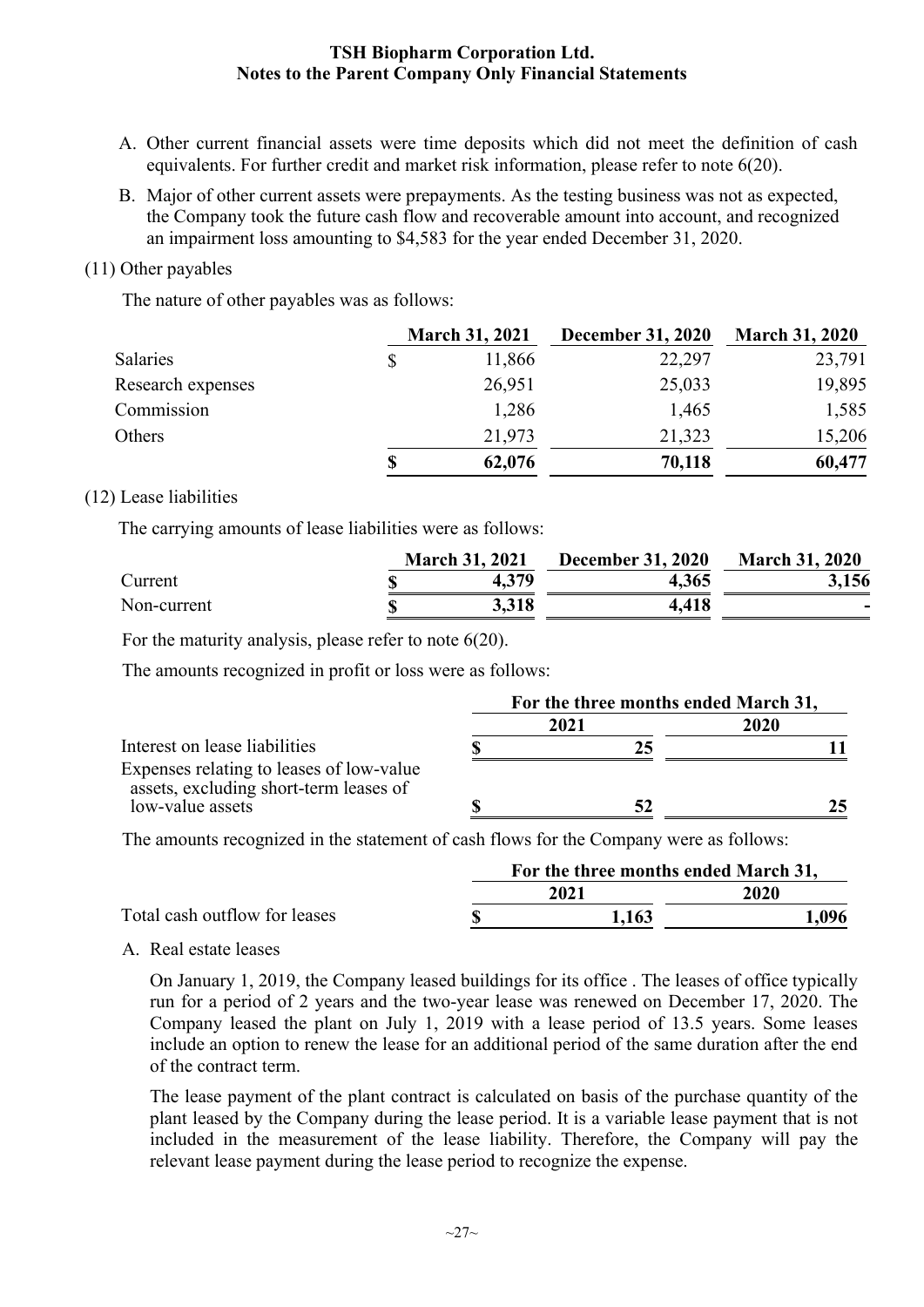A. Other current financial assets were time deposits which did not meet the definition of cash equivalents. For further credit and market risk information, please refer to note 6(20).

B. Major of other current assets were prepayments. As the testing business was not as expected, the Company took the future cash flow and recoverable amount into account, and recognized an impairment loss amounting to $4,583 for the year ended December 31, 2020.

(11) Other payables

The nature of other payables was as follows:

| | March 31, 2021 | December 31, 2020 | March 31, 2020 |
|---|---|---|---|
| Salaries | $ 11,866 | 22,297 | 23,791 |
| Research expenses | 26,951 | 25,033 | 19,895 |
| Commission | 1,286 | 1,465 | 1,585 |
| Others | 21,973 | 21,323 | 15,206 |
| | **$ 62,076** | **70,118** | **60,477** |

(12) Lease liabilities

The carrying amounts of lease liabilities were as follows:

| | March 31, 2021 | December 31, 2020 | March 31, 2020 |
|---|---|---|---|
| Current | **$ 4,379** | **4,365** | **3,156** |
| Non-current | **$ 3,318** | **4,418** | **-** |

For the maturity analysis, please refer to note 6(20).

The amounts recognized in profit or loss were as follows:

| | For the three months ended March 31, | |
|---|---|---|
| | 2021 | 2020 |
| Interest on lease liabilities | **$ 25** | **11** |
| Expenses relating to leases of low-value assets, excluding short-term leases of low-value assets | **$ 52** | **25** |

The amounts recognized in the statement of cash flows for the Company were as follows:

| | For the three months ended March 31, | |
|---|---|---|
| | 2021 | 2020 |
| Total cash outflow for leases | **$ 1,163** | **1,096** |

A. Real estate leases

On January 1, 2019, the Company leased buildings for its office . The leases of office typically run for a period of 2 years and the two-year lease was renewed on December 17, 2020. The Company leased the plant on July 1, 2019 with a lease period of 13.5 years. Some leases include an option to renew the lease for an additional period of the same duration after the end of the contract term.

The lease payment of the plant contract is calculated on basis of the purchase quantity of the plant leased by the Company during the lease period. It is a variable lease payment that is not included in the measurement of the lease liability. Therefore, the Company will pay the relevant lease payment during the lease period to recognize the expense.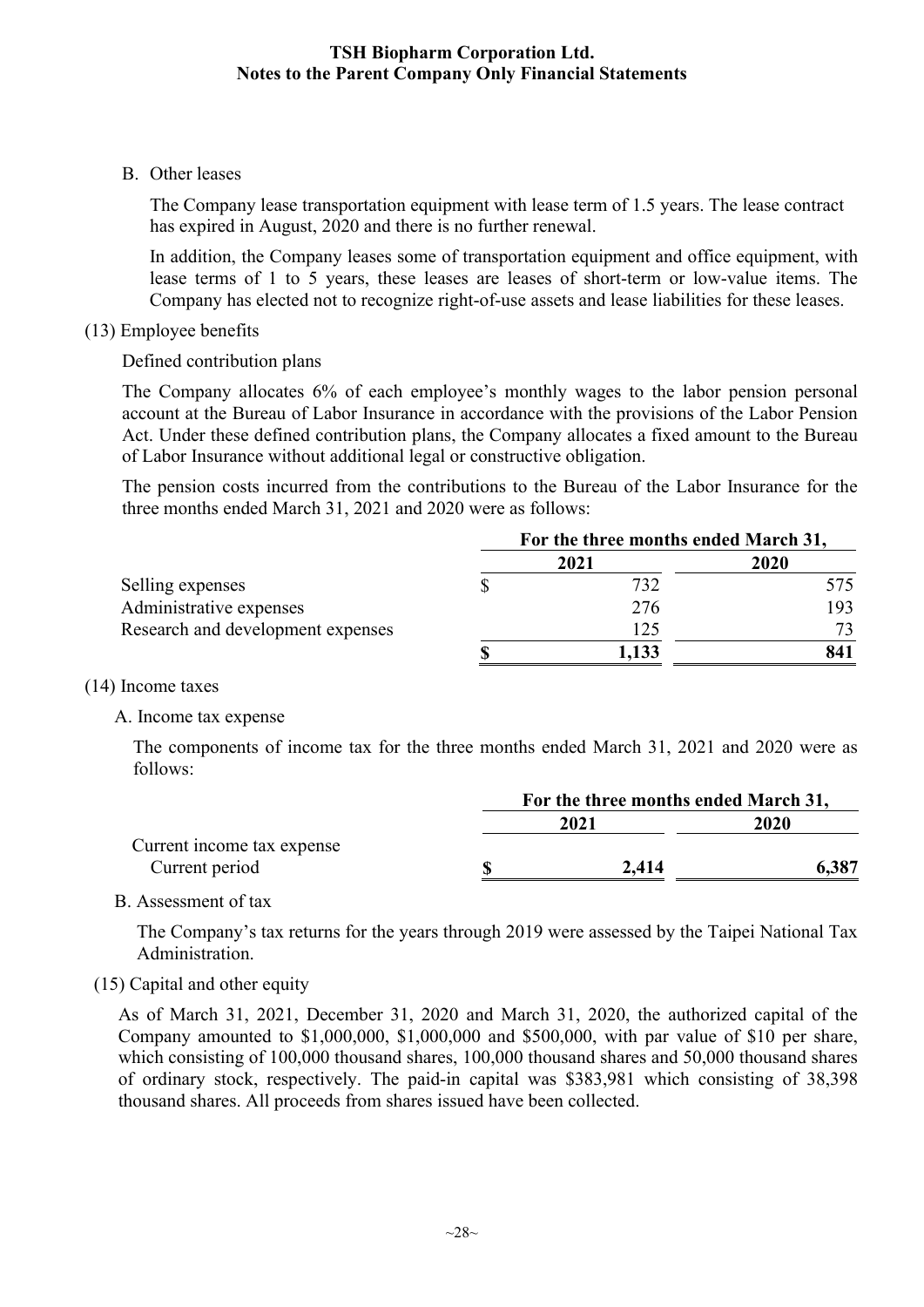B. Other leases

The Company lease transportation equipment with lease term of 1.5 years. The lease contract has expired in August, 2020 and there is no further renewal.

In addition, the Company leases some of transportation equipment and office equipment, with lease terms of 1 to 5 years, these leases are leases of short-term or low-value items. The Company has elected not to recognize right-of-use assets and lease liabilities for these leases.

(13) Employee benefits

Defined contribution plans

The Company allocates 6% of each employee's monthly wages to the labor pension personal account at the Bureau of Labor Insurance in accordance with the provisions of the Labor Pension Act. Under these defined contribution plans, the Company allocates a fixed amount to the Bureau of Labor Insurance without additional legal or constructive obligation.

The pension costs incurred from the contributions to the Bureau of the Labor Insurance for the three months ended March 31, 2021 and 2020 were as follows:

| | For the three months ended March 31, | |
|---|---|---|
| | 2021 | 2020 |
| Selling expenses | $ 732 | 575 |
| Administrative expenses | 276 | 193 |
| Research and development expenses | 125 | 73 |
| | **$ 1,133** | **841** |

(14) Income taxes

A. Income tax expense

The components of income tax for the three months ended March 31, 2021 and 2020 were as follows:

| | For the three months ended March 31, | |
|---|---|---|
| | 2021 | 2020 |
| Current income tax expense | | |
| Current period | **$ 2,414** | **6,387** |

B. Assessment of tax

The Company's tax returns for the years through 2019 were assessed by the Taipei National Tax Administration.

(15) Capital and other equity

As of March 31, 2021, December 31, 2020 and March 31, 2020, the authorized capital of the Company amounted to $1,000,000, $1,000,000 and $500,000, with par value of $10 per share, which consisting of 100,000 thousand shares, 100,000 thousand shares and 50,000 thousand shares of ordinary stock, respectively. The paid-in capital was $383,981 which consisting of 38,398 thousand shares. All proceeds from shares issued have been collected.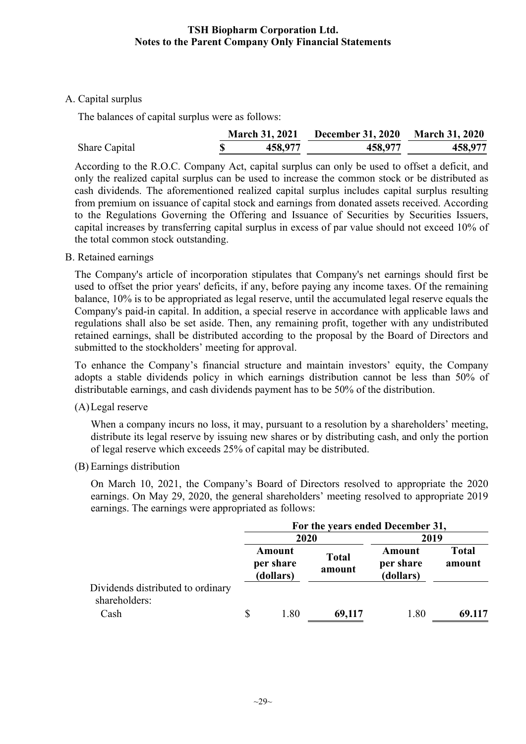A. Capital surplus

The balances of capital surplus were as follows:

| | March 31, 2021 | December 31, 2020 | March 31, 2020 |
|---|---|---|---|
| Share Capital | $ 458,977 | 458,977 | 458,977 |

According to the R.O.C. Company Act, capital surplus can only be used to offset a deficit, and only the realized capital surplus can be used to increase the common stock or be distributed as cash dividends. The aforementioned realized capital surplus includes capital surplus resulting from premium on issuance of capital stock and earnings from donated assets received. According to the Regulations Governing the Offering and Issuance of Securities by Securities Issuers, capital increases by transferring capital surplus in excess of par value should not exceed 10% of the total common stock outstanding.

B. Retained earnings

The Company's article of incorporation stipulates that Company's net earnings should first be used to offset the prior years' deficits, if any, before paying any income taxes. Of the remaining balance, 10% is to be appropriated as legal reserve, until the accumulated legal reserve equals the Company's paid-in capital. In addition, a special reserve in accordance with applicable laws and regulations shall also be set aside. Then, any remaining profit, together with any undistributed retained earnings, shall be distributed according to the proposal by the Board of Directors and submitted to the stockholders' meeting for approval.

To enhance the Company's financial structure and maintain investors' equity, the Company adopts a stable dividends policy in which earnings distribution cannot be less than 50% of distributable earnings, and cash dividends payment has to be 50% of the distribution.

(A) Legal reserve

When a company incurs no loss, it may, pursuant to a resolution by a shareholders' meeting, distribute its legal reserve by issuing new shares or by distributing cash, and only the portion of legal reserve which exceeds 25% of capital may be distributed.

(B) Earnings distribution

On March 10, 2021, the Company's Board of Directors resolved to appropriate the 2020 earnings. On May 29, 2020, the general shareholders' meeting resolved to appropriate 2019 earnings. The earnings were appropriated as follows:

| | For the years ended December 31, | | | |
|---|---|---|---|---|
| | 2020 | | 2019 | |
| | Amount per share (dollars) | Total amount | Amount per share (dollars) | Total amount |
| Dividends distributed to ordinary shareholders: | | | | |
| Cash | $ 1.80 | 69,117 | 1.80 | 69.117 |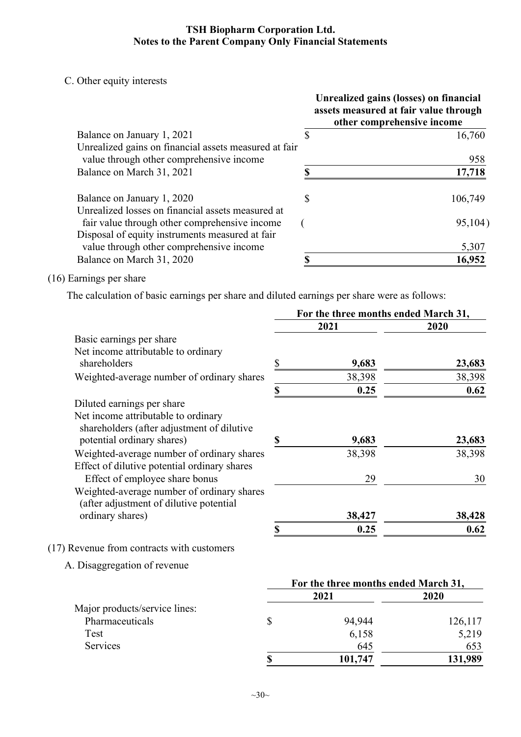C. Other equity interests

| | Unrealized gains (losses) on financial assets measured at fair value through other comprehensive income |
|---|---|
| Balance on January 1, 2021 | $ 16,760 |
| Unrealized gains on financial assets measured at fair value through other comprehensive income | 958 |
| Balance on March 31, 2021 | **$ 17,718** |
| Balance on January 1, 2020 | $ 106,749 |
| Unrealized losses on financial assets measured at fair value through other comprehensive income | ( 95,104) |
| Disposal of equity instruments measured at fair value through other comprehensive income | 5,307 |
| Balance on March 31, 2020 | **$ 16,952** |

(16) Earnings per share

The calculation of basic earnings per share and diluted earnings per share were as follows:

| | For the three months ended March 31, | |
|---|---|---|
| | 2021 | 2020 |
| Basic earnings per share | | |
| Net income attributable to ordinary shareholders | $ **9,683** | **23,683** |
| Weighted-average number of ordinary shares | 38,398 | 38,398 |
| | **$ 0.25** | **0.62** |
| Diluted earnings per share | | |
| Net income attributable to ordinary shareholders (after adjustment of dilutive potential ordinary shares) | **$ 9,683** | **23,683** |
| Weighted-average number of ordinary shares | 38,398 | 38,398 |
| Effect of dilutive potential ordinary shares | | |
| Effect of employee share bonus | 29 | 30 |
| Weighted-average number of ordinary shares (after adjustment of dilutive potential ordinary shares) | **38,427** | **38,428** |
| | **$ 0.25** | **0.62** |

(17) Revenue from contracts with customers

A. Disaggregation of revenue

| | For the three months ended March 31, | |
|---|---|---|
| | 2021 | 2020 |
| Major products/service lines: | | |
| Pharmaceuticals | $ 94,944 | 126,117 |
| Test | 6,158 | 5,219 |
| Services | 645 | 653 |
| | **$ 101,747** | **131,989** |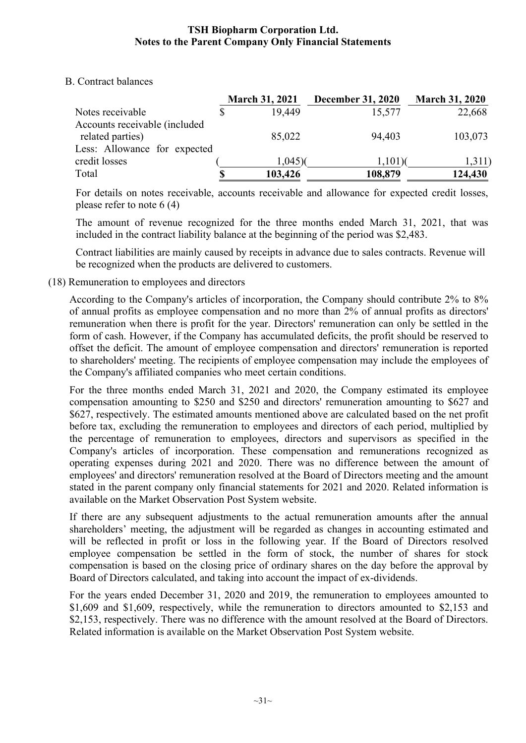B. Contract balances

| | March 31, 2021 | December 31, 2020 | March 31, 2020 |
|---|---|---|---|
| Notes receivable | $ 19,449 | 15,577 | 22,668 |
| Accounts receivable (included related parties) | 85,022 | 94,403 | 103,073 |
| Less: Allowance for expected credit losses | ( 1,045) | ( 1,101) | ( 1,311) |
| Total | **$ 103,426** | **108,879** | **124,430** |

For details on notes receivable, accounts receivable and allowance for expected credit losses, please refer to note 6 (4)

The amount of revenue recognized for the three months ended March 31, 2021, that was included in the contract liability balance at the beginning of the period was $2,483.

Contract liabilities are mainly caused by receipts in advance due to sales contracts. Revenue will be recognized when the products are delivered to customers.

(18) Remuneration to employees and directors

According to the Company's articles of incorporation, the Company should contribute 2% to 8% of annual profits as employee compensation and no more than 2% of annual profits as directors' remuneration when there is profit for the year. Directors' remuneration can only be settled in the form of cash. However, if the Company has accumulated deficits, the profit should be reserved to offset the deficit. The amount of employee compensation and directors' remuneration is reported to shareholders' meeting. The recipients of employee compensation may include the employees of the Company's affiliated companies who meet certain conditions.

For the three months ended March 31, 2021 and 2020, the Company estimated its employee compensation amounting to $250 and $250 and directors' remuneration amounting to $627 and $627, respectively. The estimated amounts mentioned above are calculated based on the net profit before tax, excluding the remuneration to employees and directors of each period, multiplied by the percentage of remuneration to employees, directors and supervisors as specified in the Company's articles of incorporation. These compensation and remunerations recognized as operating expenses during 2021 and 2020. There was no difference between the amount of employees' and directors' remuneration resolved at the Board of Directors meeting and the amount stated in the parent company only financial statements for 2021 and 2020. Related information is available on the Market Observation Post System website.

If there are any subsequent adjustments to the actual remuneration amounts after the annual shareholders' meeting, the adjustment will be regarded as changes in accounting estimated and will be reflected in profit or loss in the following year. If the Board of Directors resolved employee compensation be settled in the form of stock, the number of shares for stock compensation is based on the closing price of ordinary shares on the day before the approval by Board of Directors calculated, and taking into account the impact of ex-dividends.

For the years ended December 31, 2020 and 2019, the remuneration to employees amounted to $1,609 and $1,609, respectively, while the remuneration to directors amounted to $2,153 and $2,153, respectively. There was no difference with the amount resolved at the Board of Directors. Related information is available on the Market Observation Post System website.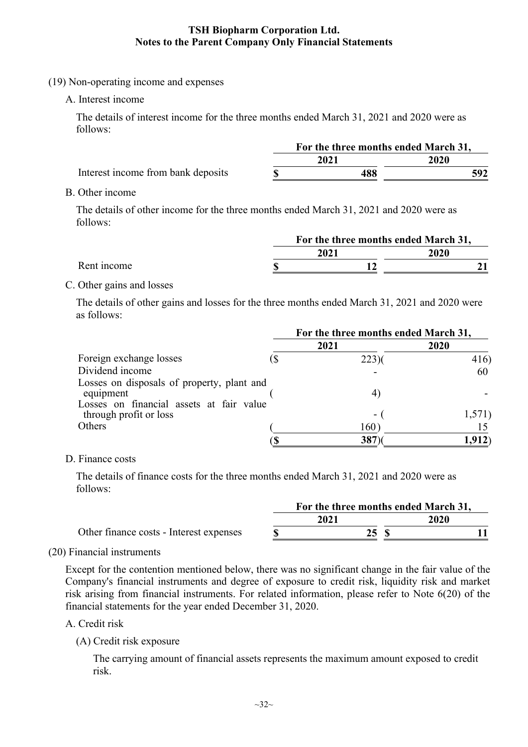TSH Biopharm Corporation Ltd.
Notes to the Parent Company Only Financial Statements

(19) Non-operating income and expenses

A. Interest income

The details of interest income for the three months ended March 31, 2021 and 2020 were as follows:

| | For the three months ended March 31, | |
|---|---|---|
| | 2021 | 2020 |
| Interest income from bank deposits | $ 488 | 592 |

B. Other income

The details of other income for the three months ended March 31, 2021 and 2020 were as follows:

| | For the three months ended March 31, | |
|---|---|---|
| | 2021 | 2020 |
| Rent income | $ 12 | 21 |

C. Other gains and losses

The details of other gains and losses for the three months ended March 31, 2021 and 2020 were as follows:

| | For the three months ended March 31, | |
|---|---|---|
| | 2021 | 2020 |
| Foreign exchange losses | ($ 223) | ( 416) |
| Dividend income | - | 60 |
| Losses on disposals of property, plant and equipment | ( 4) | - |
| Losses on financial assets at fair value through profit or loss | - | ( 1,571) |
| Others | ( 160) | 15 |
| | ($ 387) | ( 1,912) |

D. Finance costs

The details of finance costs for the three months ended March 31, 2021 and 2020 were as follows:

| | For the three months ended March 31, | |
|---|---|---|
| | 2021 | 2020 |
| Other finance costs - Interest expenses | $ 25 | $ 11 |

(20) Financial instruments

Except for the contention mentioned below, there was no significant change in the fair value of the Company's financial instruments and degree of exposure to credit risk, liquidity risk and market risk arising from financial instruments. For related information, please refer to Note 6(20) of the financial statements for the year ended December 31, 2020.

A. Credit risk

(A) Credit risk exposure

The carrying amount of financial assets represents the maximum amount exposed to credit risk.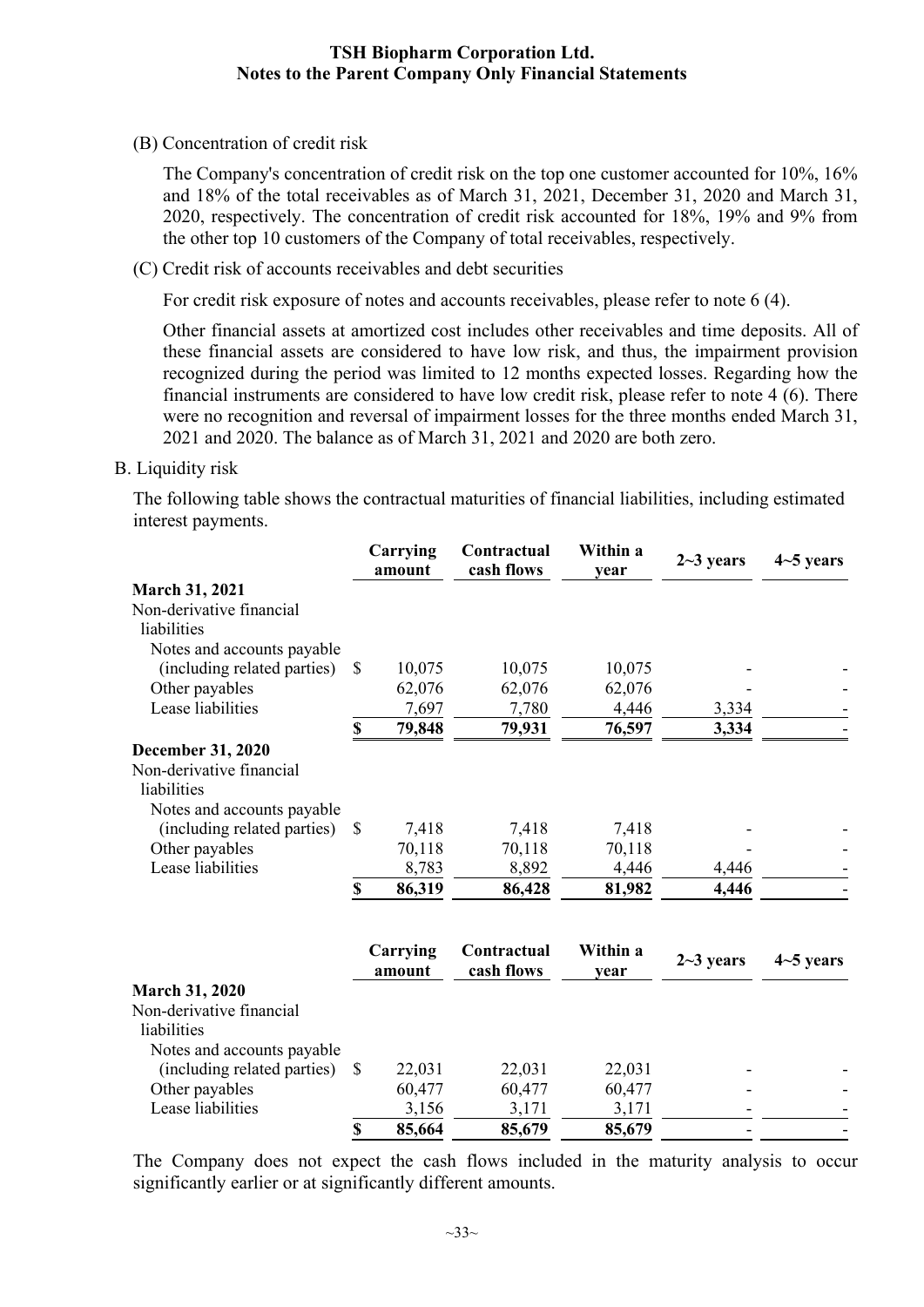(B) Concentration of credit risk

The Company's concentration of credit risk on the top one customer accounted for 10%, 16% and 18% of the total receivables as of March 31, 2021, December 31, 2020 and March 31, 2020, respectively. The concentration of credit risk accounted for 18%, 19% and 9% from the other top 10 customers of the Company of total receivables, respectively.

(C) Credit risk of accounts receivables and debt securities

For credit risk exposure of notes and accounts receivables, please refer to note 6 (4).

Other financial assets at amortized cost includes other receivables and time deposits. All of these financial assets are considered to have low risk, and thus, the impairment provision recognized during the period was limited to 12 months expected losses. Regarding how the financial instruments are considered to have low credit risk, please refer to note 4 (6). There were no recognition and reversal of impairment losses for the three months ended March 31, 2021 and 2020. The balance as of March 31, 2021 and 2020 are both zero.

B. Liquidity risk

The following table shows the contractual maturities of financial liabilities, including estimated interest payments.

| | Carrying amount | Contractual cash flows | Within a year | 2~3 years | 4~5 years |
|---|---|---|---|---|---|
| **March 31, 2021** | | | | | |
| Non-derivative financial liabilities | | | | | |
| Notes and accounts payable (including related parties) | $ 10,075 | 10,075 | 10,075 | - | - |
| Other payables | 62,076 | 62,076 | 62,076 | - | - |
| Lease liabilities | 7,697 | 7,780 | 4,446 | 3,334 | - |
| | $ 79,848 | 79,931 | 76,597 | 3,334 | - |
| **December 31, 2020** | | | | | |
| Non-derivative financial liabilities | | | | | |
| Notes and accounts payable (including related parties) | $ 7,418 | 7,418 | 7,418 | - | - |
| Other payables | 70,118 | 70,118 | 70,118 | - | - |
| Lease liabilities | 8,783 | 8,892 | 4,446 | 4,446 | - |
| | $ 86,319 | 86,428 | 81,982 | 4,446 | - |

| | Carrying amount | Contractual cash flows | Within a year | 2~3 years | 4~5 years |
|---|---|---|---|---|---|
| **March 31, 2020** | | | | | |
| Non-derivative financial liabilities | | | | | |
| Notes and accounts payable (including related parties) | $ 22,031 | 22,031 | 22,031 | - | - |
| Other payables | 60,477 | 60,477 | 60,477 | - | - |
| Lease liabilities | 3,156 | 3,171 | 3,171 | - | - |
| | $ 85,664 | 85,679 | 85,679 | - | - |

The Company does not expect the cash flows included in the maturity analysis to occur significantly earlier or at significantly different amounts.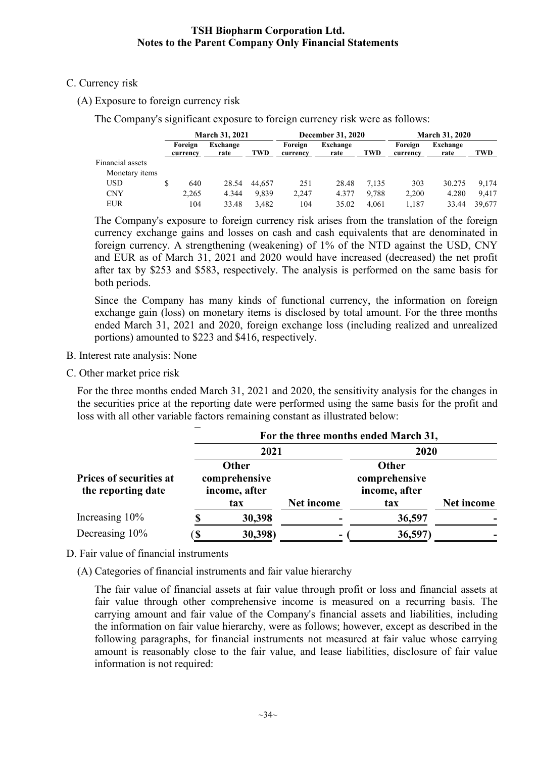C. Currency risk

(A) Exposure to foreign currency risk

The Company's significant exposure to foreign currency risk were as follows:

| | March 31, 2021 | | | December 31, 2020 | | | March 31, 2020 | | |
|---|---|---|---|---|---|---|---|---|---|
| | Foreign currency | Exchange rate | TWD | Foreign currency | Exchange rate | TWD | Foreign currency | Exchange rate | TWD |
| Financial assets | | | | | | | | | |
| Monetary items | | | | | | | | | |
| USD | $ 640 | 28.54 | 44,657 | 251 | 28.48 | 7,135 | 303 | 30.275 | 9,174 |
| CNY | 2,265 | 4.344 | 9,839 | 2,247 | 4.377 | 9,788 | 2,200 | 4.280 | 9,417 |
| EUR | 104 | 33.48 | 3,482 | 104 | 35.02 | 4,061 | 1,187 | 33.44 | 39,677 |

The Company's exposure to foreign currency risk arises from the translation of the foreign currency exchange gains and losses on cash and cash equivalents that are denominated in foreign currency. A strengthening (weakening) of 1% of the NTD against the USD, CNY and EUR as of March 31, 2021 and 2020 would have increased (decreased) the net profit after tax by $253 and $583, respectively. The analysis is performed on the same basis for both periods.

Since the Company has many kinds of functional currency, the information on foreign exchange gain (loss) on monetary items is disclosed by total amount. For the three months ended March 31, 2021 and 2020, foreign exchange loss (including realized and unrealized portions) amounted to $223 and $416, respectively.

B. Interest rate analysis: None

C. Other market price risk

For the three months ended March 31, 2021 and 2020, the sensitivity analysis for the changes in the securities price at the reporting date were performed using the same basis for the profit and loss with all other variable factors remaining constant as illustrated below:

| | For the three months ended March 31, | | | |
|---|---|---|---|---|
| | 2021 | | 2020 | |
| **Prices of securities at the reporting date** | **Other comprehensive income, after tax** | **Net income** | **Other comprehensive income, after tax** | **Net income** |
| Increasing 10% | $ 30,398 | - | 36,597 | - |
| Decreasing 10% | ($ 30,398) | - | (36,597) | - |

D. Fair value of financial instruments

(A) Categories of financial instruments and fair value hierarchy

The fair value of financial assets at fair value through profit or loss and financial assets at fair value through other comprehensive income is measured on a recurring basis. The carrying amount and fair value of the Company's financial assets and liabilities, including the information on fair value hierarchy, were as follows; however, except as described in the following paragraphs, for financial instruments not measured at fair value whose carrying amount is reasonably close to the fair value, and lease liabilities, disclosure of fair value information is not required: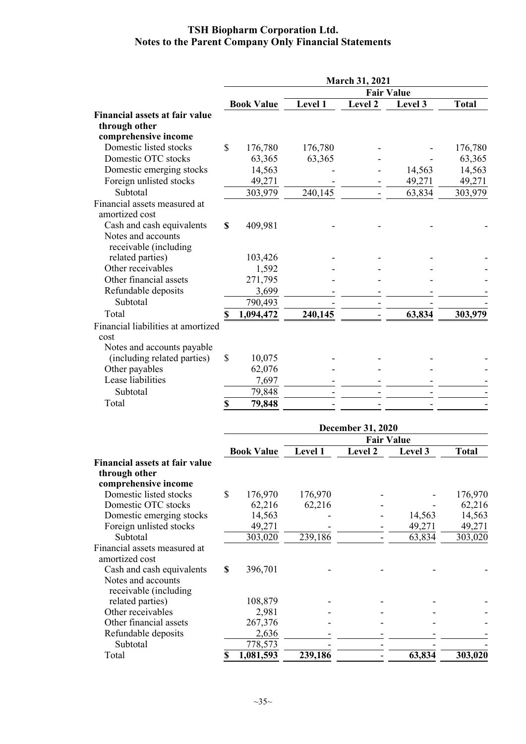# TSH Biopharm Corporation Ltd.
## Notes to the Parent Company Only Financial Statements

| | March 31, 2021 | | | | |
|---|---|---|---|---|---|
| | | Fair Value | | | |
| | Book Value | Level 1 | Level 2 | Level 3 | Total |
| **Financial assets at fair value through other comprehensive income** | | | | | |
| Domestic listed stocks | $ 176,780 | 176,780 | - | - | 176,780 |
| Domestic OTC stocks | 63,365 | 63,365 | - | - | 63,365 |
| Domestic emerging stocks | 14,563 | - | - | 14,563 | 14,563 |
| Foreign unlisted stocks | 49,271 | - | - | 49,271 | 49,271 |
| Subtotal | 303,979 | 240,145 | - | 63,834 | 303,979 |
| Financial assets measured at amortized cost | | | | | |
| Cash and cash equivalents | $ 409,981 | - | - | - | - |
| Notes and accounts receivable (including related parties) | 103,426 | - | - | - | - |
| Other receivables | 1,592 | - | - | - | - |
| Other financial assets | 271,795 | - | - | - | - |
| Refundable deposits | 3,699 | - | - | - | - |
| Subtotal | 790,493 | - | - | - | - |
| Total | **$ 1,094,472** | **240,145** | **-** | **63,834** | **303,979** |
| Financial liabilities at amortized cost | | | | | |
| Notes and accounts payable (including related parties) | $ 10,075 | - | - | - | - |
| Other payables | 62,076 | - | - | - | - |
| Lease liabilities | 7,697 | - | - | - | - |
| Subtotal | 79,848 | - | - | - | - |
| Total | **$ 79,848** | **-** | **-** | **-** | **-** |

| | December 31, 2020 | | | | |
|---|---|---|---|---|---|
| | | Fair Value | | | |
| | Book Value | Level 1 | Level 2 | Level 3 | Total |
| **Financial assets at fair value through other comprehensive income** | | | | | |
| Domestic listed stocks | $ 176,970 | 176,970 | - | - | 176,970 |
| Domestic OTC stocks | 62,216 | 62,216 | - | - | 62,216 |
| Domestic emerging stocks | 14,563 | - | - | 14,563 | 14,563 |
| Foreign unlisted stocks | 49,271 | - | - | 49,271 | 49,271 |
| Subtotal | 303,020 | 239,186 | - | 63,834 | 303,020 |
| Financial assets measured at amortized cost | | | | | |
| Cash and cash equivalents | $ 396,701 | - | - | - | - |
| Notes and accounts receivable (including related parties) | 108,879 | - | - | - | - |
| Other receivables | 2,981 | - | - | - | - |
| Other financial assets | 267,376 | - | - | - | - |
| Refundable deposits | 2,636 | - | - | - | - |
| Subtotal | 778,573 | - | - | - | - |
| Total | **$ 1,081,593** | **239,186** | **-** | **63,834** | **303,020** |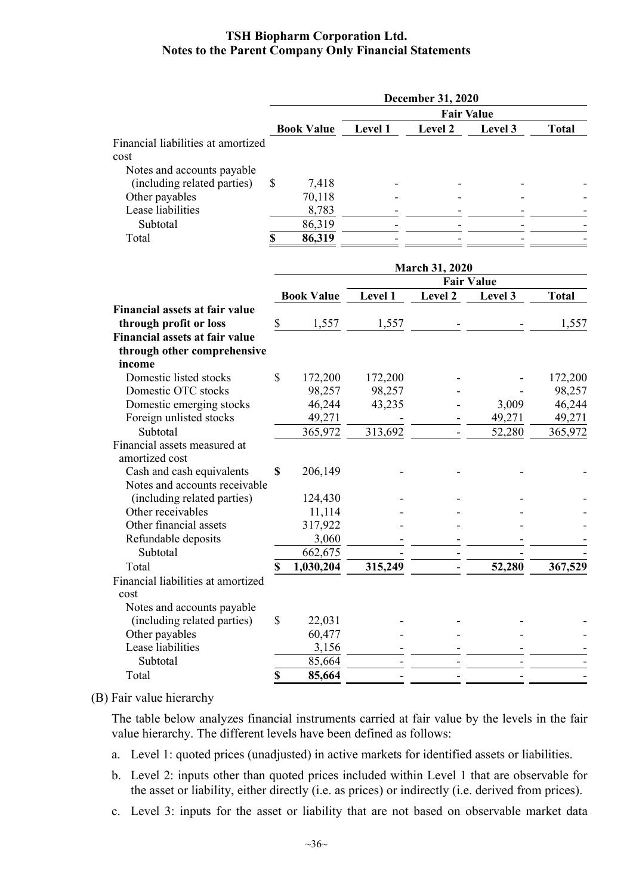| | December 31, 2020 | | | | |
|---|---|---|---|---|---|
| | | Fair Value | | | |
| | Book Value | Level 1 | Level 2 | Level 3 | Total |
| Financial liabilities at amortized cost | | | | | |
| Notes and accounts payable (including related parties) | $ 7,418 | - | - | - | - |
| Other payables | 70,118 | - | - | - | - |
| Lease liabilities | 8,783 | - | - | - | - |
| Subtotal | 86,319 | - | - | - | - |
| Total | **$ 86,319** | - | - | - | - |

| | March 31, 2020 | | | | |
|---|---|---|---|---|---|
| | | Fair Value | | | |
| | Book Value | Level 1 | Level 2 | Level 3 | Total |
| **Financial assets at fair value through profit or loss** | $ 1,557 | 1,557 | - | - | 1,557 |
| **Financial assets at fair value through other comprehensive income** | | | | | |
| Domestic listed stocks | $ 172,200 | 172,200 | - | - | 172,200 |
| Domestic OTC stocks | 98,257 | 98,257 | - | - | 98,257 |
| Domestic emerging stocks | 46,244 | 43,235 | - | 3,009 | 46,244 |
| Foreign unlisted stocks | 49,271 | - | - | 49,271 | 49,271 |
| Subtotal | 365,972 | 313,692 | - | 52,280 | 365,972 |
| Financial assets measured at amortized cost | | | | | |
| Cash and cash equivalents | **$** 206,149 | - | - | - | - |
| Notes and accounts receivable (including related parties) | 124,430 | - | - | - | - |
| Other receivables | 11,114 | - | - | - | - |
| Other financial assets | 317,922 | - | - | - | - |
| Refundable deposits | 3,060 | - | - | - | - |
| Subtotal | 662,675 | - | - | - | - |
| Total | **$ 1,030,204** | **315,249** | **-** | **52,280** | **367,529** |
| Financial liabilities at amortized cost | | | | | |
| Notes and accounts payable (including related parties) | $ 22,031 | - | - | - | - |
| Other payables | 60,477 | - | - | - | - |
| Lease liabilities | 3,156 | - | - | - | - |
| Subtotal | 85,664 | - | - | - | - |
| Total | **$ 85,664** | - | - | - | - |

(B) Fair value hierarchy

The table below analyzes financial instruments carried at fair value by the levels in the fair value hierarchy. The different levels have been defined as follows:

a. Level 1: quoted prices (unadjusted) in active markets for identified assets or liabilities.

b. Level 2: inputs other than quoted prices included within Level 1 that are observable for the asset or liability, either directly (i.e. as prices) or indirectly (i.e. derived from prices).

c. Level 3: inputs for the asset or liability that are not based on observable market data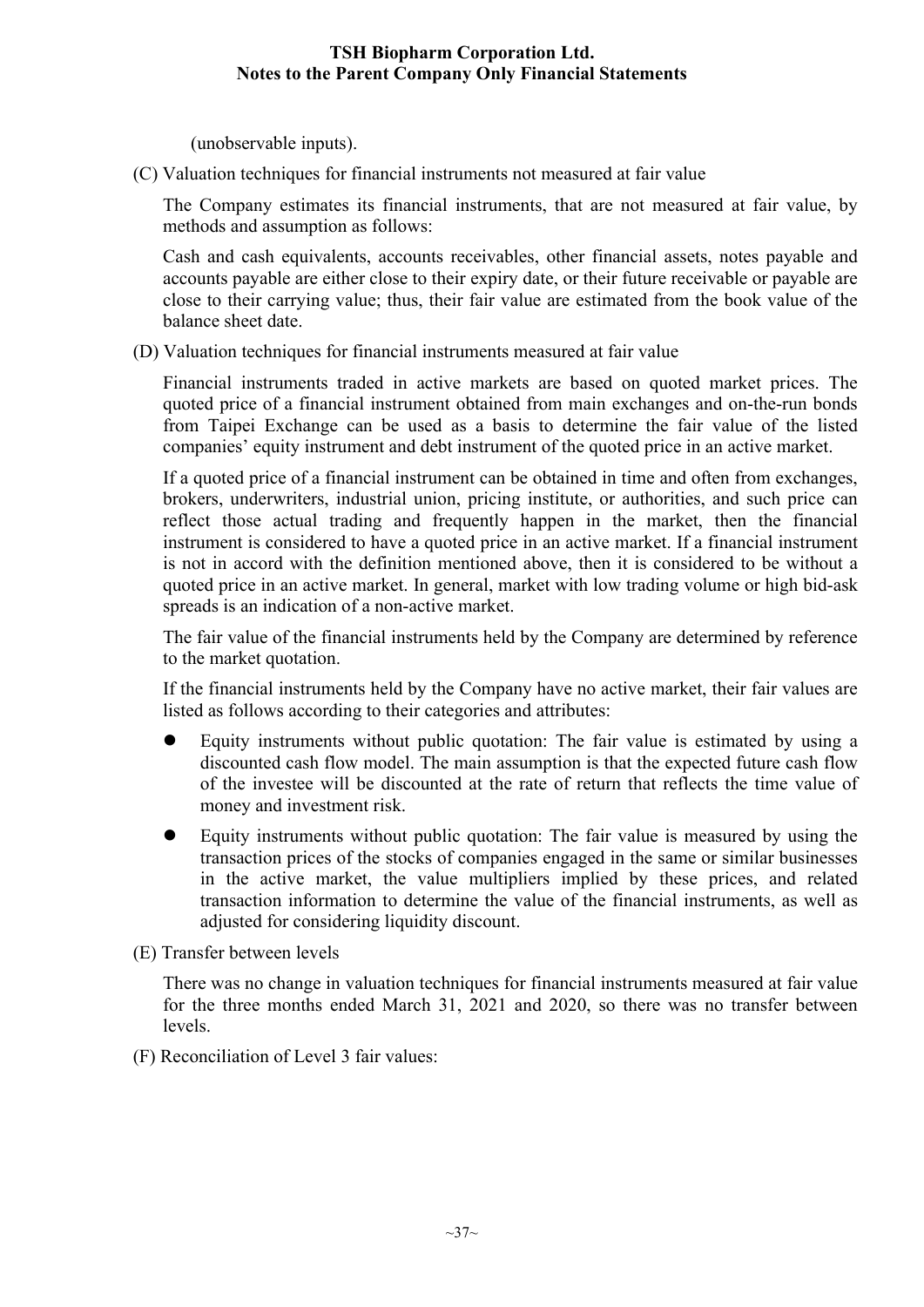(unobservable inputs).

(C) Valuation techniques for financial instruments not measured at fair value

The Company estimates its financial instruments, that are not measured at fair value, by methods and assumption as follows:

Cash and cash equivalents, accounts receivables, other financial assets, notes payable and accounts payable are either close to their expiry date, or their future receivable or payable are close to their carrying value; thus, their fair value are estimated from the book value of the balance sheet date.

(D) Valuation techniques for financial instruments measured at fair value

Financial instruments traded in active markets are based on quoted market prices. The quoted price of a financial instrument obtained from main exchanges and on-the-run bonds from Taipei Exchange can be used as a basis to determine the fair value of the listed companies' equity instrument and debt instrument of the quoted price in an active market.

If a quoted price of a financial instrument can be obtained in time and often from exchanges, brokers, underwriters, industrial union, pricing institute, or authorities, and such price can reflect those actual trading and frequently happen in the market, then the financial instrument is considered to have a quoted price in an active market. If a financial instrument is not in accord with the definition mentioned above, then it is considered to be without a quoted price in an active market. In general, market with low trading volume or high bid-ask spreads is an indication of a non-active market.

The fair value of the financial instruments held by the Company are determined by reference to the market quotation.

If the financial instruments held by the Company have no active market, their fair values are listed as follows according to their categories and attributes:

- Equity instruments without public quotation: The fair value is estimated by using a discounted cash flow model. The main assumption is that the expected future cash flow of the investee will be discounted at the rate of return that reflects the time value of money and investment risk.
- Equity instruments without public quotation: The fair value is measured by using the transaction prices of the stocks of companies engaged in the same or similar businesses in the active market, the value multipliers implied by these prices, and related transaction information to determine the value of the financial instruments, as well as adjusted for considering liquidity discount.

(E) Transfer between levels

There was no change in valuation techniques for financial instruments measured at fair value for the three months ended March 31, 2021 and 2020, so there was no transfer between levels.

(F) Reconciliation of Level 3 fair values: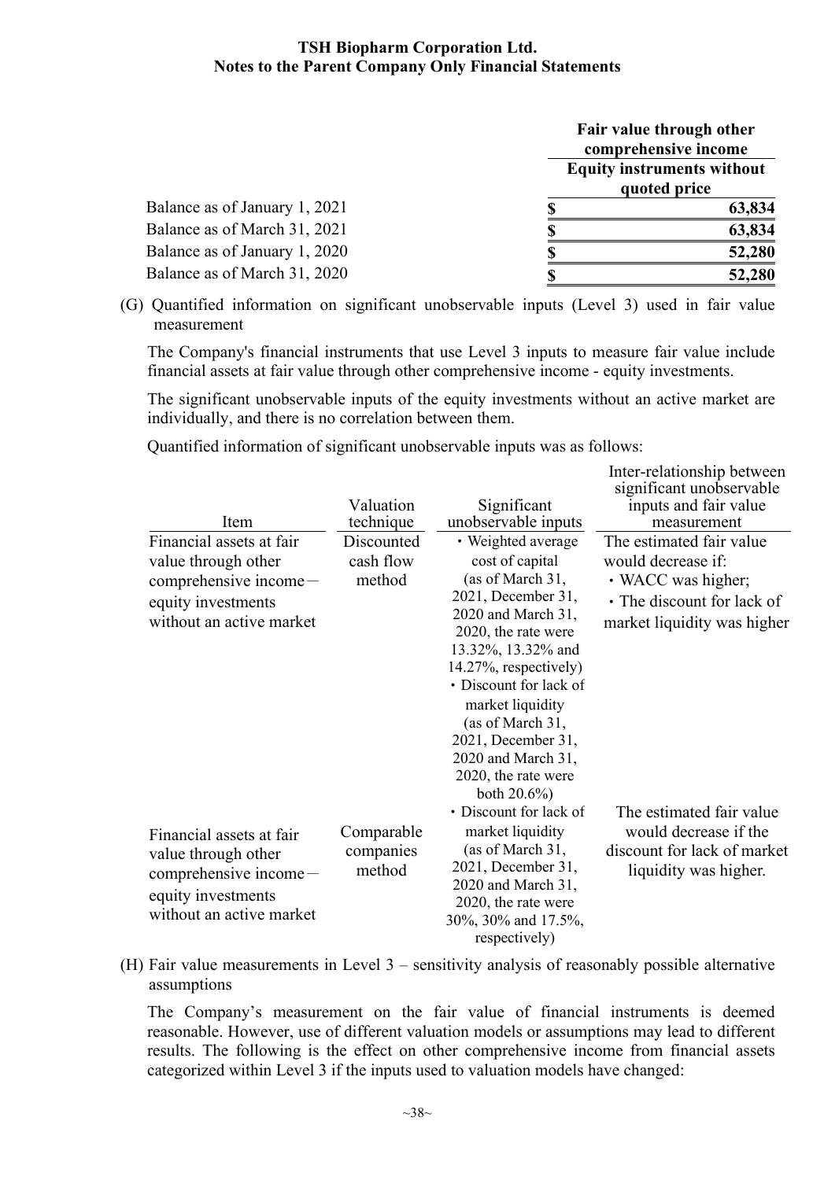| | Fair value through other comprehensive income |
|---|---|
| | Equity instruments without quoted price |
| Balance as of January 1, 2021 | $ 63,834 |
| Balance as of March 31, 2021 | $ 63,834 |
| Balance as of January 1, 2020 | $ 52,280 |
| Balance as of March 31, 2020 | $ 52,280 |

(G) Quantified information on significant unobservable inputs (Level 3) used in fair value measurement

The Company's financial instruments that use Level 3 inputs to measure fair value include financial assets at fair value through other comprehensive income - equity investments.

The significant unobservable inputs of the equity investments without an active market are individually, and there is no correlation between them.

Quantified information of significant unobservable inputs was as follows:

| Item | Valuation technique | Significant unobservable inputs | Inter-relationship between significant unobservable inputs and fair value measurement |
|---|---|---|---|
| Financial assets at fair value through other comprehensive income－equity investments without an active market | Discounted cash flow method | • Weighted average cost of capital (as of March 31, 2021, December 31, 2020 and March 31, 2020, the rate were 13.32%, 13.32% and 14.27%, respectively)<br>• Discount for lack of market liquidity (as of March 31, 2021, December 31, 2020 and March 31, 2020, the rate were both 20.6%) | The estimated fair value would decrease if:<br>• WACC was higher;<br>• The discount for lack of market liquidity was higher |
| Financial assets at fair value through other comprehensive income－equity investments without an active market | Comparable companies method | • Discount for lack of market liquidity (as of March 31, 2021, December 31, 2020 and March 31, 2020, the rate were 30%, 30% and 17.5%, respectively) | The estimated fair value would decrease if the discount for lack of market liquidity was higher. |

(H) Fair value measurements in Level 3 – sensitivity analysis of reasonably possible alternative assumptions

The Company's measurement on the fair value of financial instruments is deemed reasonable. However, use of different valuation models or assumptions may lead to different results. The following is the effect on other comprehensive income from financial assets categorized within Level 3 if the inputs used to valuation models have changed: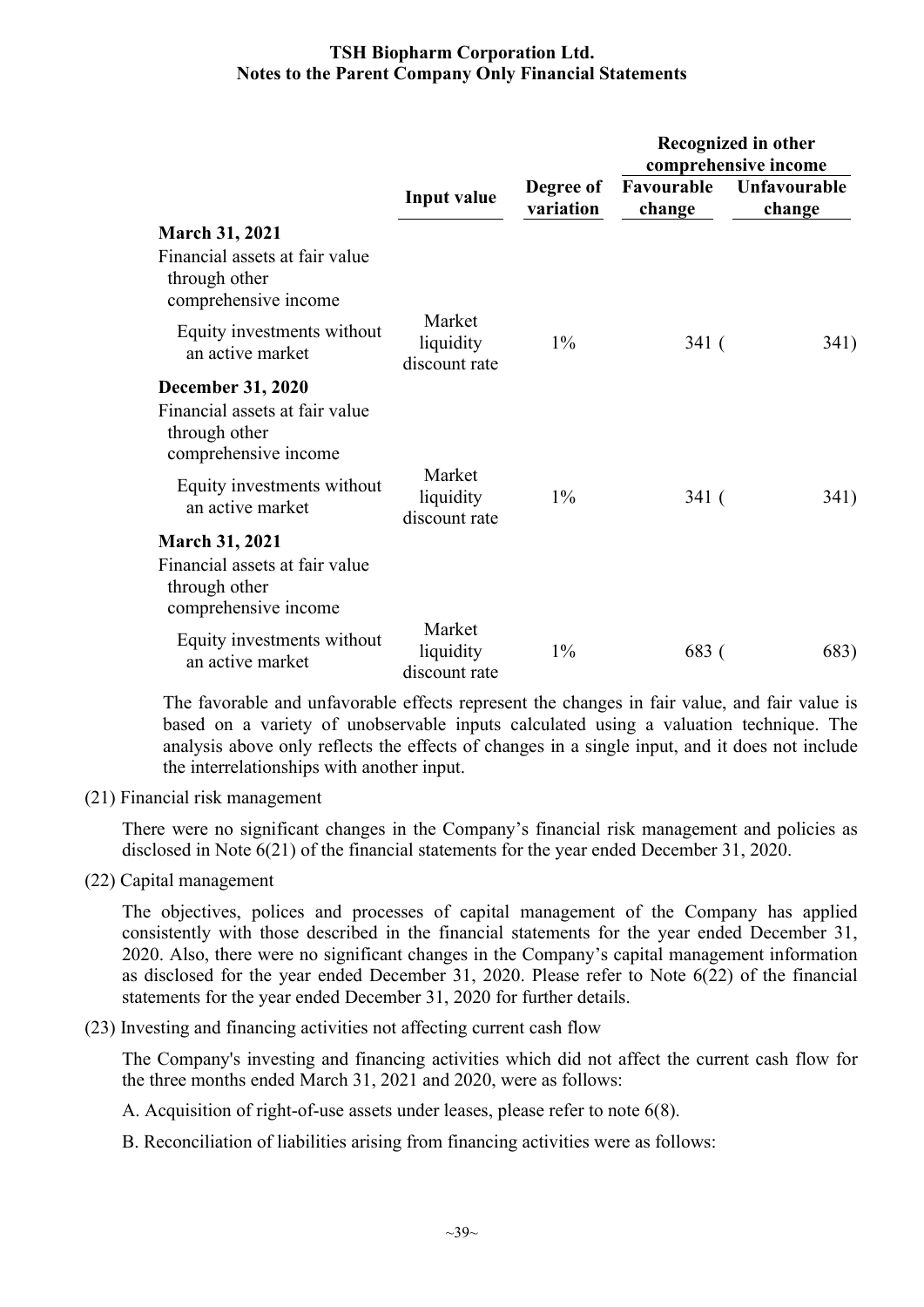| | Input value | Degree of variation | Recognized in other comprehensive income | |
|---|---|---|---|---|
| | | | Favourable change | Unfavourable change |
| **March 31, 2021** | | | | |
| Financial assets at fair value through other comprehensive income | | | | |
| Equity investments without an active market | Market liquidity discount rate | 1% | 341 | ( 341) |
| **December 31, 2020** | | | | |
| Financial assets at fair value through other comprehensive income | | | | |
| Equity investments without an active market | Market liquidity discount rate | 1% | 341 | ( 341) |
| **March 31, 2021** | | | | |
| Financial assets at fair value through other comprehensive income | | | | |
| Equity investments without an active market | Market liquidity discount rate | 1% | 683 | ( 683) |

The favorable and unfavorable effects represent the changes in fair value, and fair value is based on a variety of unobservable inputs calculated using a valuation technique. The analysis above only reflects the effects of changes in a single input, and it does not include the interrelationships with another input.

(21) Financial risk management

There were no significant changes in the Company's financial risk management and policies as disclosed in Note 6(21) of the financial statements for the year ended December 31, 2020.

(22) Capital management

The objectives, polices and processes of capital management of the Company has applied consistently with those described in the financial statements for the year ended December 31, 2020. Also, there were no significant changes in the Company's capital management information as disclosed for the year ended December 31, 2020. Please refer to Note 6(22) of the financial statements for the year ended December 31, 2020 for further details.

(23) Investing and financing activities not affecting current cash flow

The Company's investing and financing activities which did not affect the current cash flow for the three months ended March 31, 2021 and 2020, were as follows:

A. Acquisition of right-of-use assets under leases, please refer to note 6(8).

B. Reconciliation of liabilities arising from financing activities were as follows: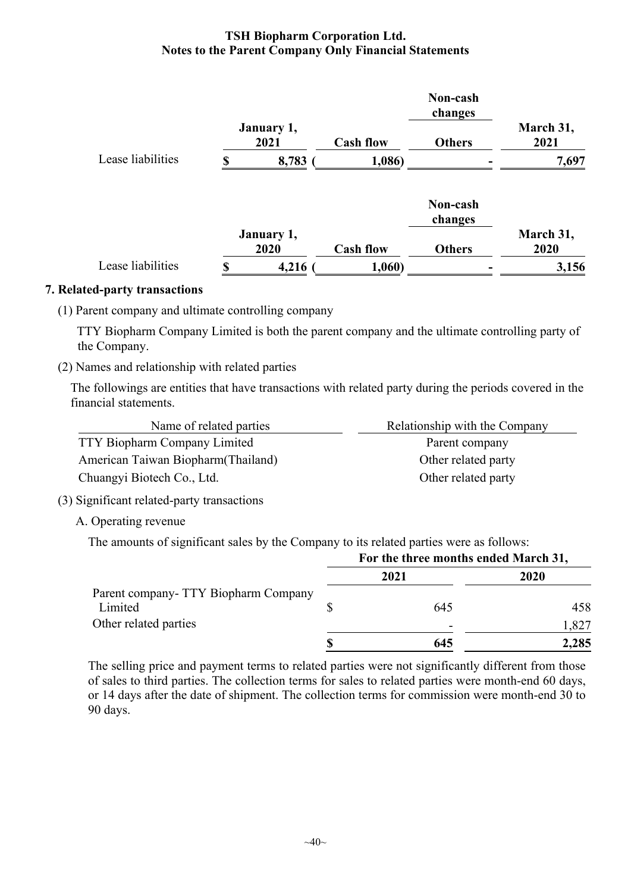| | January 1, 2021 | Cash flow | Non-cash changes | March 31, 2021 |
| --- | --- | --- | --- | --- |
| | | | Others | |
| Lease liabilities | $ 8,783 | (1,086) | - | 7,697 |

| | January 1, 2020 | Cash flow | Non-cash changes | March 31, 2020 |
| --- | --- | --- | --- | --- |
| | | | Others | |
| Lease liabilities | $ 4,216 | (1,060) | - | 3,156 |

## 7. Related-party transactions

(1) Parent company and ultimate controlling company

TTY Biopharm Company Limited is both the parent company and the ultimate controlling party of the Company.

(2) Names and relationship with related parties

The followings are entities that have transactions with related party during the periods covered in the financial statements.

| Name of related parties | Relationship with the Company |
| --- | --- |
| TTY Biopharm Company Limited | Parent company |
| American Taiwan Biopharm(Thailand) | Other related party |
| Chuangyi Biotech Co., Ltd. | Other related party |

(3) Significant related-party transactions

A. Operating revenue

The amounts of significant sales by the Company to its related parties were as follows:

| | For the three months ended March 31, | |
| --- | --- | --- |
| | 2021 | 2020 |
| Parent company- TTY Biopharm Company Limited | $ 645 | 458 |
| Other related parties | - | 1,827 |
| | $ 645 | 2,285 |

The selling price and payment terms to related parties were not significantly different from those of sales to third parties. The collection terms for sales to related parties were month-end 60 days, or 14 days after the date of shipment. The collection terms for commission were month-end 30 to 90 days.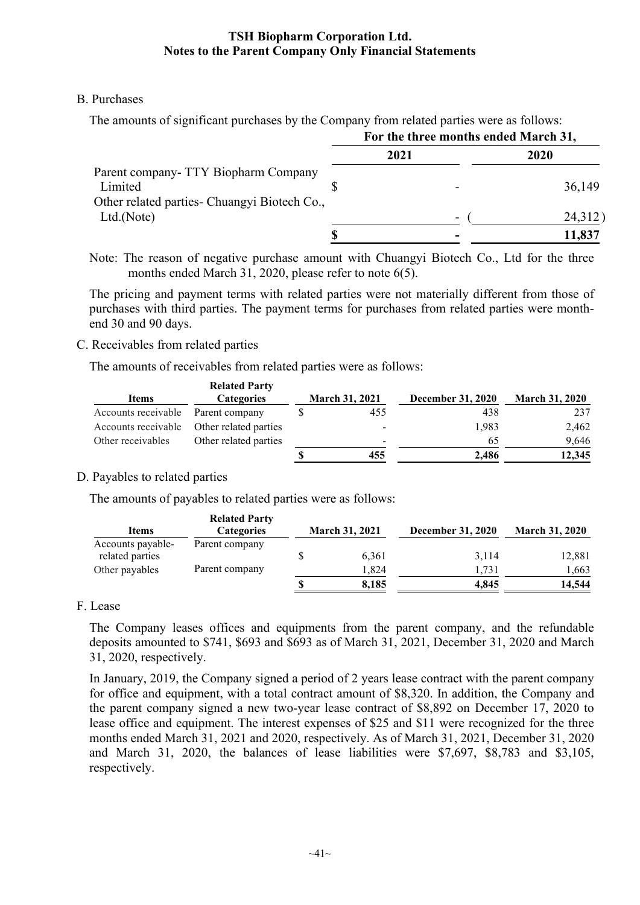B. Purchases

The amounts of significant purchases by the Company from related parties were as follows:

| | For the three months ended March 31, | |
|---|---|---|
| | 2021 | 2020 |
| Parent company- TTY Biopharm Company Limited | $ - | 36,149 |
| Other related parties- Chuangyi Biotech Co., Ltd.(Note) | - | (24,312) |
| | $ - | 11,837 |

Note: The reason of negative purchase amount with Chuangyi Biotech Co., Ltd for the three months ended March 31, 2020, please refer to note 6(5).

The pricing and payment terms with related parties were not materially different from those of purchases with third parties. The payment terms for purchases from related parties were month-end 30 and 90 days.

C. Receivables from related parties

The amounts of receivables from related parties were as follows:

| Items | Related Party Categories | March 31, 2021 | December 31, 2020 | March 31, 2020 |
|---|---|---|---|---|
| Accounts receivable | Parent company | $ 455 | 438 | 237 |
| Accounts receivable | Other related parties | - | 1,983 | 2,462 |
| Other receivables | Other related parties | - | 65 | 9,646 |
| | | $ 455 | 2,486 | 12,345 |

D. Payables to related parties

The amounts of payables to related parties were as follows:

| Items | Related Party Categories | March 31, 2021 | December 31, 2020 | March 31, 2020 |
|---|---|---|---|---|
| Accounts payable-related parties | Parent company | $ 6,361 | 3,114 | 12,881 |
| Other payables | Parent company | 1,824 | 1,731 | 1,663 |
| | | $ 8,185 | 4,845 | 14,544 |

F. Lease

The Company leases offices and equipments from the parent company, and the refundable deposits amounted to $741, $693 and $693 as of March 31, 2021, December 31, 2020 and March 31, 2020, respectively.

In January, 2019, the Company signed a period of 2 years lease contract with the parent company for office and equipment, with a total contract amount of $8,320. In addition, the Company and the parent company signed a new two-year lease contract of $8,892 on December 17, 2020 to lease office and equipment. The interest expenses of $25 and $11 were recognized for the three months ended March 31, 2021 and 2020, respectively. As of March 31, 2021, December 31, 2020 and March 31, 2020, the balances of lease liabilities were $7,697, $8,783 and $3,105, respectively.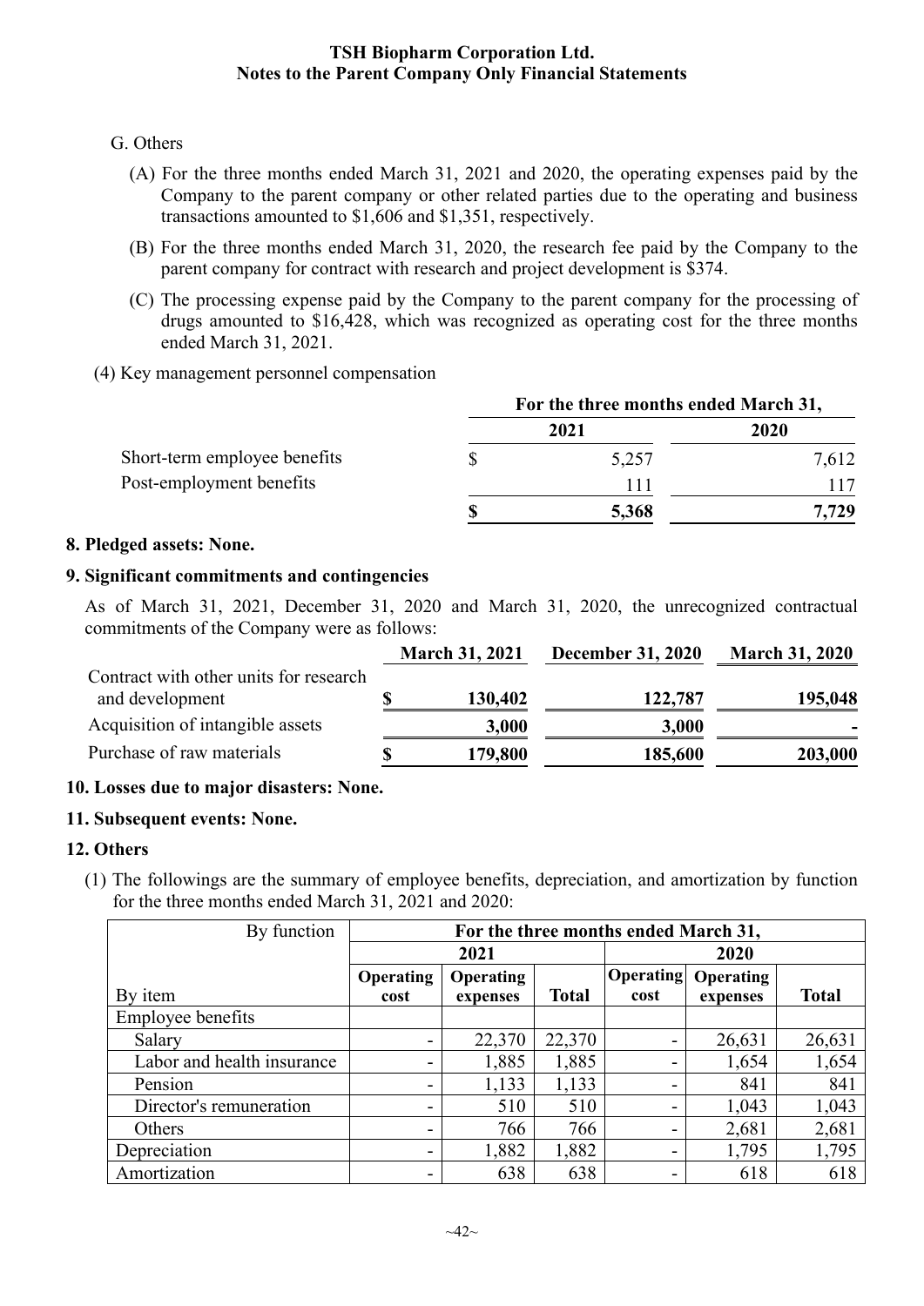G. Others

(A) For the three months ended March 31, 2021 and 2020, the operating expenses paid by the Company to the parent company or other related parties due to the operating and business transactions amounted to $1,606 and $1,351, respectively.

(B) For the three months ended March 31, 2020, the research fee paid by the Company to the parent company for contract with research and project development is $374.

(C) The processing expense paid by the Company to the parent company for the processing of drugs amounted to $16,428, which was recognized as operating cost for the three months ended March 31, 2021.

(4) Key management personnel compensation

| | For the three months ended March 31, | |
|---|---|---|
| | 2021 | 2020 |
| Short-term employee benefits | $ 5,257 | 7,612 |
| Post-employment benefits | 111 | 117 |
| | **$ 5,368** | **7,729** |

**8. Pledged assets: None.**

**9. Significant commitments and contingencies**

As of March 31, 2021, December 31, 2020 and March 31, 2020, the unrecognized contractual commitments of the Company were as follows:

| | March 31, 2021 | December 31, 2020 | March 31, 2020 |
|---|---|---|---|
| Contract with other units for research and development | **$ 130,402** | **122,787** | **195,048** |
| Acquisition of intangible assets | **3,000** | **3,000** | **-** |
| Purchase of raw materials | **$ 179,800** | **185,600** | **203,000** |

**10. Losses due to major disasters: None.**

**11. Subsequent events: None.**

**12. Others**

(1) The followings are the summary of employee benefits, depreciation, and amortization by function for the three months ended March 31, 2021 and 2020:

| By function | For the three months ended March 31, | | | | | |
|---|---|---|---|---|---|---|
| | 2021 | | | 2020 | | |
| By item | Operating cost | Operating expenses | Total | Operating cost | Operating expenses | Total |
| Employee benefits | | | | | | |
| Salary | - | 22,370 | 22,370 | - | 26,631 | 26,631 |
| Labor and health insurance | - | 1,885 | 1,885 | - | 1,654 | 1,654 |
| Pension | - | 1,133 | 1,133 | - | 841 | 841 |
| Director's remuneration | - | 510 | 510 | - | 1,043 | 1,043 |
| Others | - | 766 | 766 | - | 2,681 | 2,681 |
| Depreciation | - | 1,882 | 1,882 | - | 1,795 | 1,795 |
| Amortization | - | 638 | 638 | - | 618 | 618 |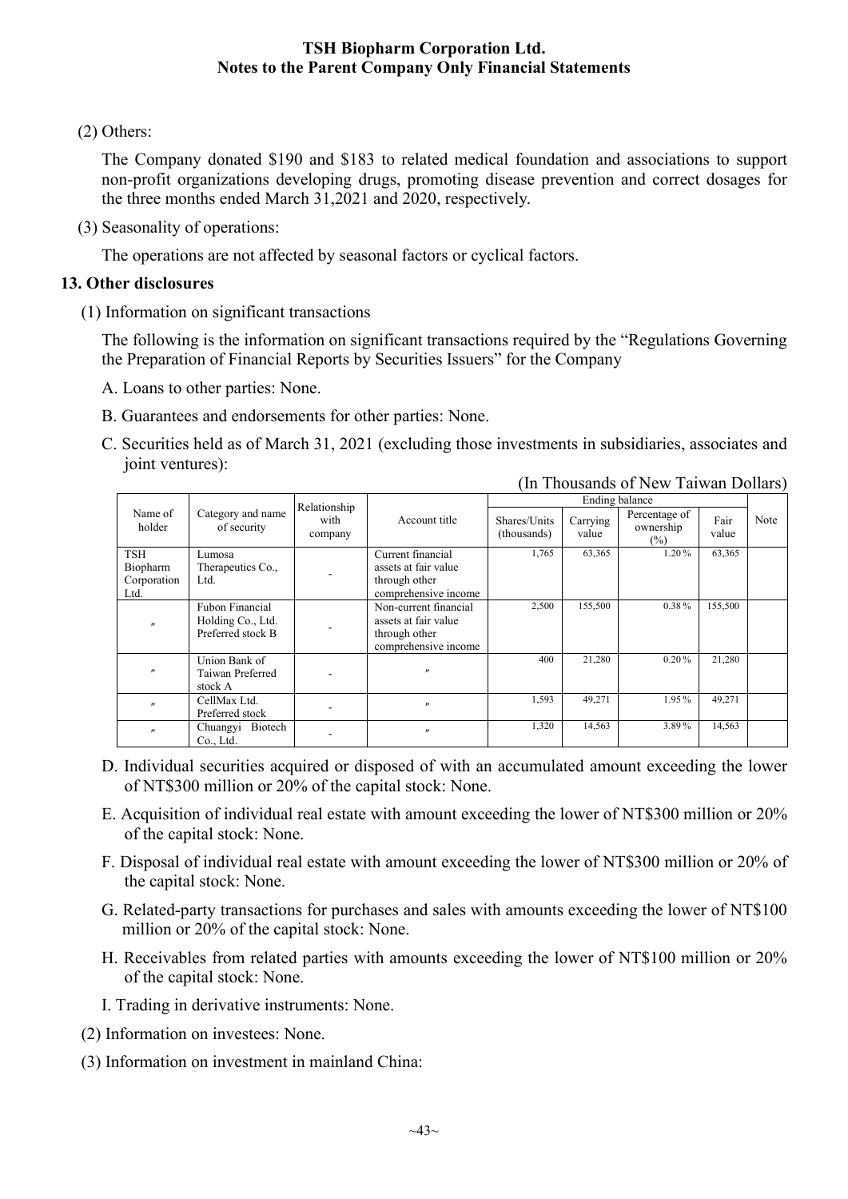(2) Others:

The Company donated \$190 and \$183 to related medical foundation and associations to support non-profit organizations developing drugs, promoting disease prevention and correct dosages for the three months ended March 31,2021 and 2020, respectively.

(3) Seasonality of operations:

The operations are not affected by seasonal factors or cyclical factors.

## 13. Other disclosures

(1) Information on significant transactions

The following is the information on significant transactions required by the “Regulations Governing the Preparation of Financial Reports by Securities Issuers” for the Company

A. Loans to other parties: None.

B. Guarantees and endorsements for other parties: None.

C. Securities held as of March 31, 2021 (excluding those investments in subsidiaries, associates and joint ventures):

(In Thousands of New Taiwan Dollars)

| Name of holder | Category and name of security | Relationship with company | Account title | Ending balance | | | | Note |
|---|---|---|---|---|---|---|---|---|
| | | | | Shares/Units (thousands) | Carrying value | Percentage of ownership (%) | Fair value | |
| TSH Biopharm Corporation Ltd. | Lumosa Therapeutics Co., Ltd. | - | Current financial assets at fair value through other comprehensive income | 1,765 | 63,365 | 1.20 % | 63,365 | |
| 〃 | Fubon Financial Holding Co., Ltd. Preferred stock B | - | Non-current financial assets at fair value through other comprehensive income | 2,500 | 155,500 | 0.38 % | 155,500 | |
| 〃 | Union Bank of Taiwan Preferred stock A | - | 〃 | 400 | 21,280 | 0.20 % | 21,280 | |
| 〃 | CellMax Ltd. Preferred stock | - | 〃 | 1,593 | 49,271 | 1.95 % | 49,271 | |
| 〃 | Chuangyi Biotech Co., Ltd. | - | 〃 | 1,320 | 14,563 | 3.89 % | 14,563 | |

D. Individual securities acquired or disposed of with an accumulated amount exceeding the lower of NT\$300 million or 20% of the capital stock: None.

E. Acquisition of individual real estate with amount exceeding the lower of NT\$300 million or 20% of the capital stock: None.

F. Disposal of individual real estate with amount exceeding the lower of NT\$300 million or 20% of the capital stock: None.

G. Related-party transactions for purchases and sales with amounts exceeding the lower of NT\$100 million or 20% of the capital stock: None.

H. Receivables from related parties with amounts exceeding the lower of NT\$100 million or 20% of the capital stock: None.

I. Trading in derivative instruments: None.

(2) Information on investees: None.

(3) Information on investment in mainland China: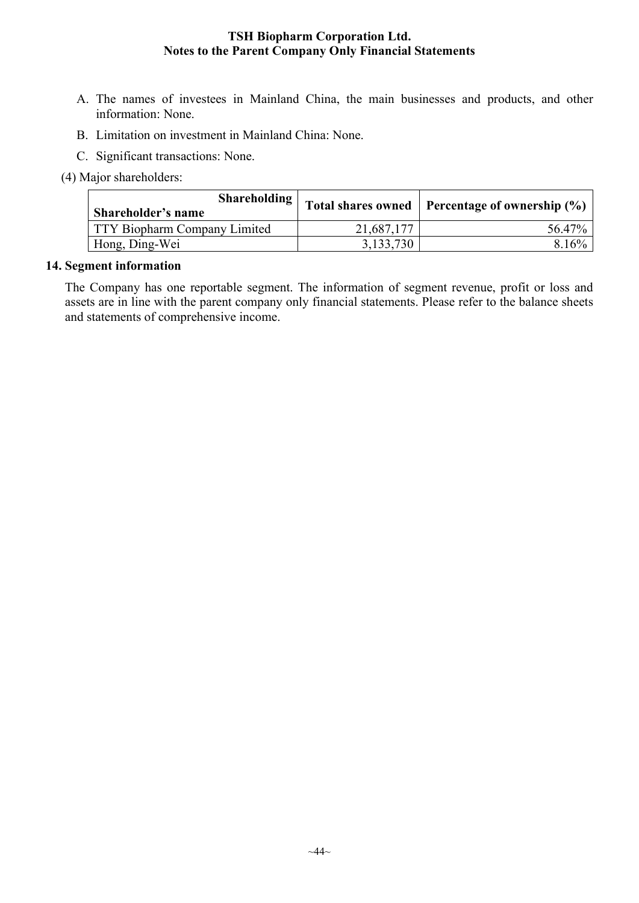A. The names of investees in Mainland China, the main businesses and products, and other information: None.

B. Limitation on investment in Mainland China: None.

C. Significant transactions: None.

(4) Major shareholders:

| Shareholding / Shareholder's name | Total shares owned | Percentage of ownership (%) |
|---|---|---|
| TTY Biopharm Company Limited | 21,687,177 | 56.47% |
| Hong, Ding-Wei | 3,133,730 | 8.16% |

## 14. Segment information

The Company has one reportable segment. The information of segment revenue, profit or loss and assets are in line with the parent company only financial statements. Please refer to the balance sheets and statements of comprehensive income.